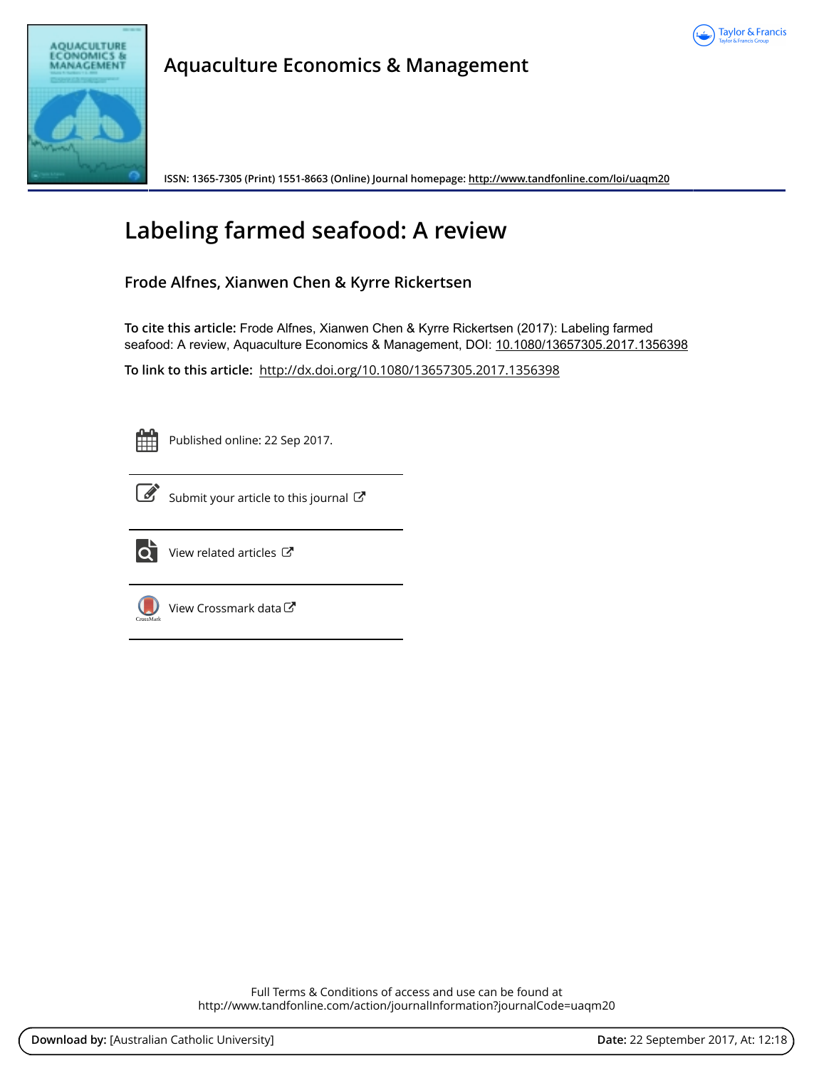# Aquaculture Economics & Management

ISSN: 1365-7305 (Print) 1551-8663 (Online) Journal homepage: http://www.tandfonline.com/loi/uaqm20

## Labeling farmed seafood: A review

### Frode Alfnes, Xianwen Chen & Kyrre Rickertsen

**To cite this article:** Frode Alfnes, Xianwen Chen & Kyrre Rickertsen (2017): Labeling farmed seafood: A review, Aquaculture Economics & Management, DOI: 10.1080/13657305.2017.1356398

**To link to this article:** http://dx.doi.org/10.1080/13657305.2017.1356398

Published online: 22 Sep 2017.

Submit your article to this journal

View related articles

View Crossmark data

Full Terms & Conditions of access and use can be found at
http://www.tandfonline.com/action/journalInformation?journalCode=uaqm20

**Download by:** [Australian Catholic University] **Date:** 22 September 2017, At: 12:18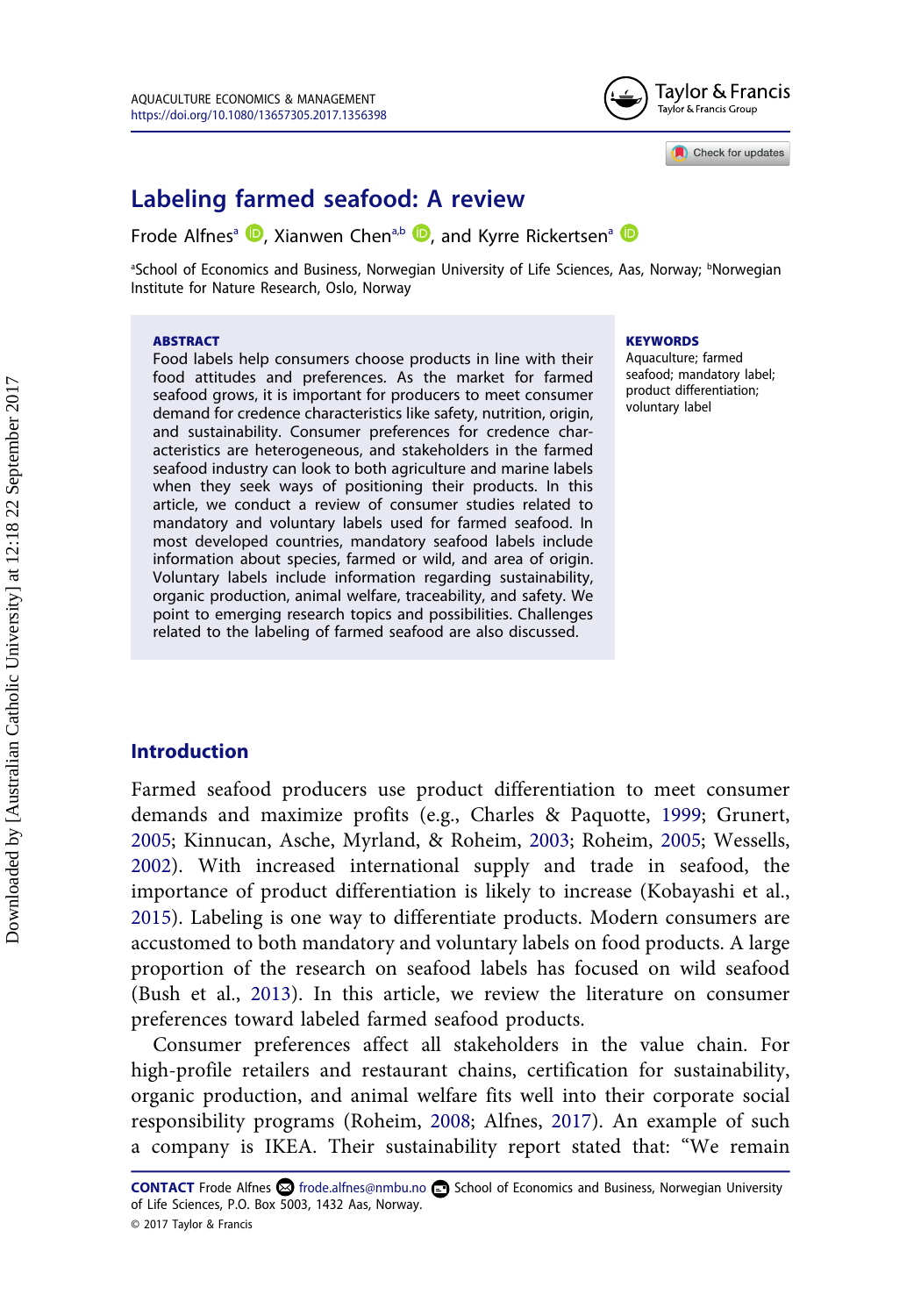# Labeling farmed seafood: A review

Frode Alfnes[a], Xianwen Chen[a,b], and Kyrre Rickertsen[a]

[a]School of Economics and Business, Norwegian University of Life Sciences, Aas, Norway; [b]Norwegian Institute for Nature Research, Oslo, Norway

**ABSTRACT**

Food labels help consumers choose products in line with their food attitudes and preferences. As the market for farmed seafood grows, it is important for producers to meet consumer demand for credence characteristics like safety, nutrition, origin, and sustainability. Consumer preferences for credence characteristics are heterogeneous, and stakeholders in the farmed seafood industry can look to both agriculture and marine labels when they seek ways of positioning their products. In this article, we conduct a review of consumer studies related to mandatory and voluntary labels used for farmed seafood. In most developed countries, mandatory seafood labels include information about species, farmed or wild, and area of origin. Voluntary labels include information regarding sustainability, organic production, animal welfare, traceability, and safety. We point to emerging research topics and possibilities. Challenges related to the labeling of farmed seafood are also discussed.

**KEYWORDS**

Aquaculture; farmed seafood; mandatory label; product differentiation; voluntary label

## Introduction

Farmed seafood producers use product differentiation to meet consumer demands and maximize profits (e.g., Charles & Paquotte, 1999; Grunert, 2005; Kinnucan, Asche, Myrland, & Roheim, 2003; Roheim, 2005; Wessells, 2002). With increased international supply and trade in seafood, the importance of product differentiation is likely to increase (Kobayashi et al., 2015). Labeling is one way to differentiate products. Modern consumers are accustomed to both mandatory and voluntary labels on food products. A large proportion of the research on seafood labels has focused on wild seafood (Bush et al., 2013). In this article, we review the literature on consumer preferences toward labeled farmed seafood products.

Consumer preferences affect all stakeholders in the value chain. For high-profile retailers and restaurant chains, certification for sustainability, organic production, and animal welfare fits well into their corporate social responsibility programs (Roheim, 2008; Alfnes, 2017). An example of such a company is IKEA. Their sustainability report stated that: "We remain

**CONTACT** Frode Alfnes frode.alfnes@nmbu.no School of Economics and Business, Norwegian University of Life Sciences, P.O. Box 5003, 1432 Aas, Norway.

© 2017 Taylor & Francis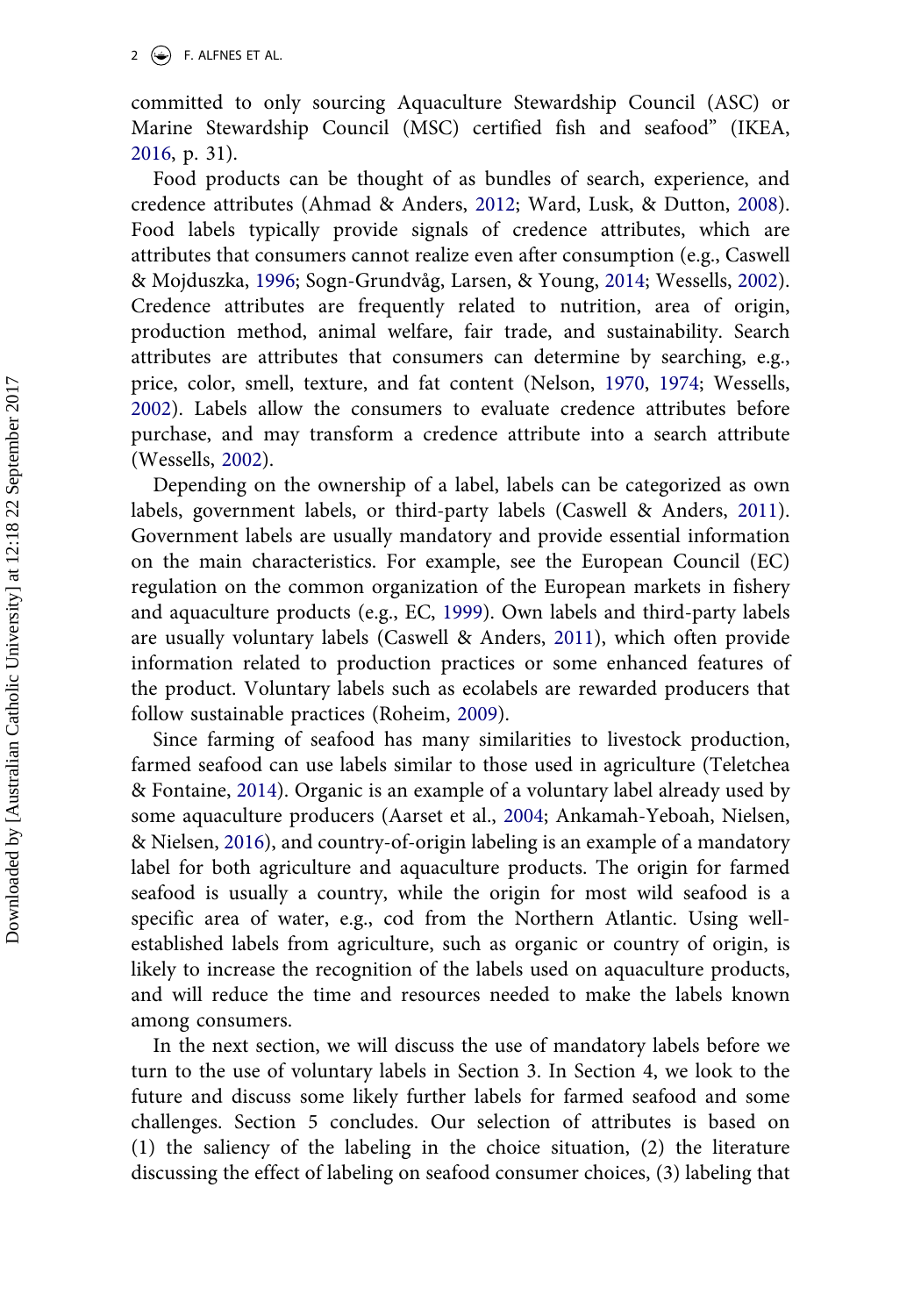committed to only sourcing Aquaculture Stewardship Council (ASC) or Marine Stewardship Council (MSC) certified fish and seafood" (IKEA, 2016, p. 31).

Food products can be thought of as bundles of search, experience, and credence attributes (Ahmad & Anders, 2012; Ward, Lusk, & Dutton, 2008). Food labels typically provide signals of credence attributes, which are attributes that consumers cannot realize even after consumption (e.g., Caswell & Mojduszka, 1996; Sogn-Grundvåg, Larsen, & Young, 2014; Wessells, 2002). Credence attributes are frequently related to nutrition, area of origin, production method, animal welfare, fair trade, and sustainability. Search attributes are attributes that consumers can determine by searching, e.g., price, color, smell, texture, and fat content (Nelson, 1970, 1974; Wessells, 2002). Labels allow the consumers to evaluate credence attributes before purchase, and may transform a credence attribute into a search attribute (Wessells, 2002).

Depending on the ownership of a label, labels can be categorized as own labels, government labels, or third-party labels (Caswell & Anders, 2011). Government labels are usually mandatory and provide essential information on the main characteristics. For example, see the European Council (EC) regulation on the common organization of the European markets in fishery and aquaculture products (e.g., EC, 1999). Own labels and third-party labels are usually voluntary labels (Caswell & Anders, 2011), which often provide information related to production practices or some enhanced features of the product. Voluntary labels such as ecolabels are rewarded producers that follow sustainable practices (Roheim, 2009).

Since farming of seafood has many similarities to livestock production, farmed seafood can use labels similar to those used in agriculture (Teletchea & Fontaine, 2014). Organic is an example of a voluntary label already used by some aquaculture producers (Aarset et al., 2004; Ankamah-Yeboah, Nielsen, & Nielsen, 2016), and country-of-origin labeling is an example of a mandatory label for both agriculture and aquaculture products. The origin for farmed seafood is usually a country, while the origin for most wild seafood is a specific area of water, e.g., cod from the Northern Atlantic. Using well-established labels from agriculture, such as organic or country of origin, is likely to increase the recognition of the labels used on aquaculture products, and will reduce the time and resources needed to make the labels known among consumers.

In the next section, we will discuss the use of mandatory labels before we turn to the use of voluntary labels in Section 3. In Section 4, we look to the future and discuss some likely further labels for farmed seafood and some challenges. Section 5 concludes. Our selection of attributes is based on (1) the saliency of the labeling in the choice situation, (2) the literature discussing the effect of labeling on seafood consumer choices, (3) labeling that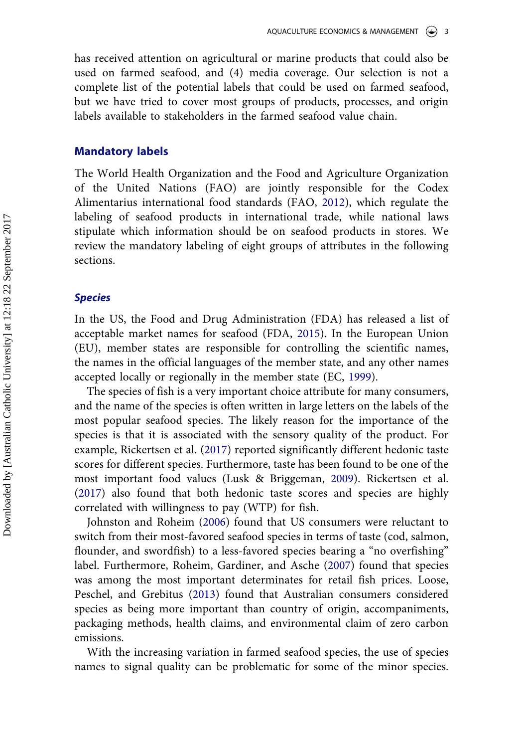has received attention on agricultural or marine products that could also be used on farmed seafood, and (4) media coverage. Our selection is not a complete list of the potential labels that could be used on farmed seafood, but we have tried to cover most groups of products, processes, and origin labels available to stakeholders in the farmed seafood value chain.

## Mandatory labels

The World Health Organization and the Food and Agriculture Organization of the United Nations (FAO) are jointly responsible for the Codex Alimentarius international food standards (FAO, 2012), which regulate the labeling of seafood products in international trade, while national laws stipulate which information should be on seafood products in stores. We review the mandatory labeling of eight groups of attributes in the following sections.

### *Species*

In the US, the Food and Drug Administration (FDA) has released a list of acceptable market names for seafood (FDA, 2015). In the European Union (EU), member states are responsible for controlling the scientific names, the names in the official languages of the member state, and any other names accepted locally or regionally in the member state (EC, 1999).

The species of fish is a very important choice attribute for many consumers, and the name of the species is often written in large letters on the labels of the most popular seafood species. The likely reason for the importance of the species is that it is associated with the sensory quality of the product. For example, Rickertsen et al. (2017) reported significantly different hedonic taste scores for different species. Furthermore, taste has been found to be one of the most important food values (Lusk & Briggeman, 2009). Rickertsen et al. (2017) also found that both hedonic taste scores and species are highly correlated with willingness to pay (WTP) for fish.

Johnston and Roheim (2006) found that US consumers were reluctant to switch from their most-favored seafood species in terms of taste (cod, salmon, flounder, and swordfish) to a less-favored species bearing a "no overfishing" label. Furthermore, Roheim, Gardiner, and Asche (2007) found that species was among the most important determinates for retail fish prices. Loose, Peschel, and Grebitus (2013) found that Australian consumers considered species as being more important than country of origin, accompaniments, packaging methods, health claims, and environmental claim of zero carbon emissions.

With the increasing variation in farmed seafood species, the use of species names to signal quality can be problematic for some of the minor species.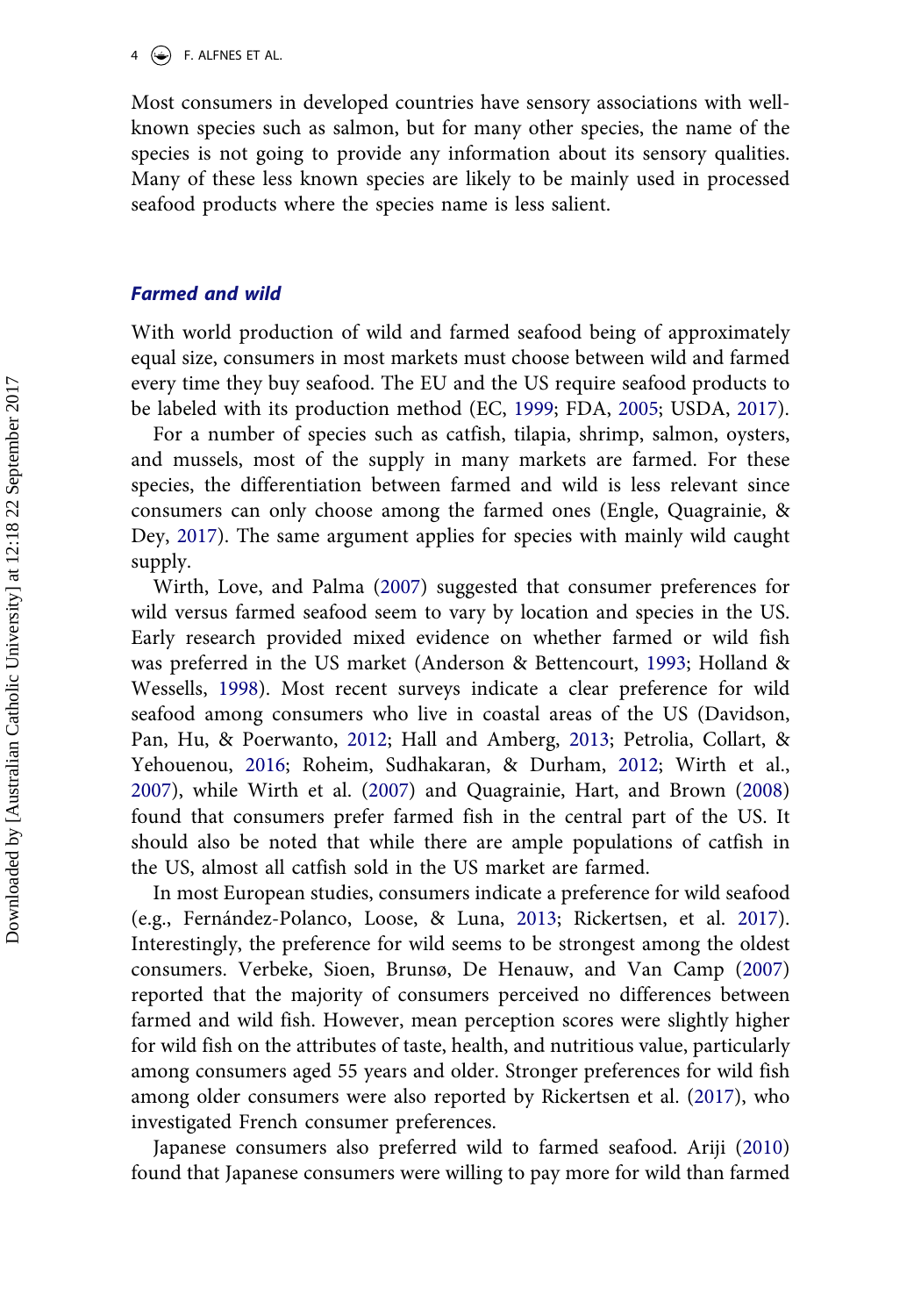Most consumers in developed countries have sensory associations with well-known species such as salmon, but for many other species, the name of the species is not going to provide any information about its sensory qualities. Many of these less known species are likely to be mainly used in processed seafood products where the species name is less salient.

### *Farmed and wild*

With world production of wild and farmed seafood being of approximately equal size, consumers in most markets must choose between wild and farmed every time they buy seafood. The EU and the US require seafood products to be labeled with its production method (EC, 1999; FDA, 2005; USDA, 2017).

For a number of species such as catfish, tilapia, shrimp, salmon, oysters, and mussels, most of the supply in many markets are farmed. For these species, the differentiation between farmed and wild is less relevant since consumers can only choose among the farmed ones (Engle, Quagrainie, & Dey, 2017). The same argument applies for species with mainly wild caught supply.

Wirth, Love, and Palma (2007) suggested that consumer preferences for wild versus farmed seafood seem to vary by location and species in the US. Early research provided mixed evidence on whether farmed or wild fish was preferred in the US market (Anderson & Bettencourt, 1993; Holland & Wessells, 1998). Most recent surveys indicate a clear preference for wild seafood among consumers who live in coastal areas of the US (Davidson, Pan, Hu, & Poerwanto, 2012; Hall and Amberg, 2013; Petrolia, Collart, & Yehouenou, 2016; Roheim, Sudhakaran, & Durham, 2012; Wirth et al., 2007), while Wirth et al. (2007) and Quagrainie, Hart, and Brown (2008) found that consumers prefer farmed fish in the central part of the US. It should also be noted that while there are ample populations of catfish in the US, almost all catfish sold in the US market are farmed.

In most European studies, consumers indicate a preference for wild seafood (e.g., Fernández-Polanco, Loose, & Luna, 2013; Rickertsen, et al. 2017). Interestingly, the preference for wild seems to be strongest among the oldest consumers. Verbeke, Sioen, Brunsø, De Henauw, and Van Camp (2007) reported that the majority of consumers perceived no differences between farmed and wild fish. However, mean perception scores were slightly higher for wild fish on the attributes of taste, health, and nutritious value, particularly among consumers aged 55 years and older. Stronger preferences for wild fish among older consumers were also reported by Rickertsen et al. (2017), who investigated French consumer preferences.

Japanese consumers also preferred wild to farmed seafood. Ariji (2010) found that Japanese consumers were willing to pay more for wild than farmed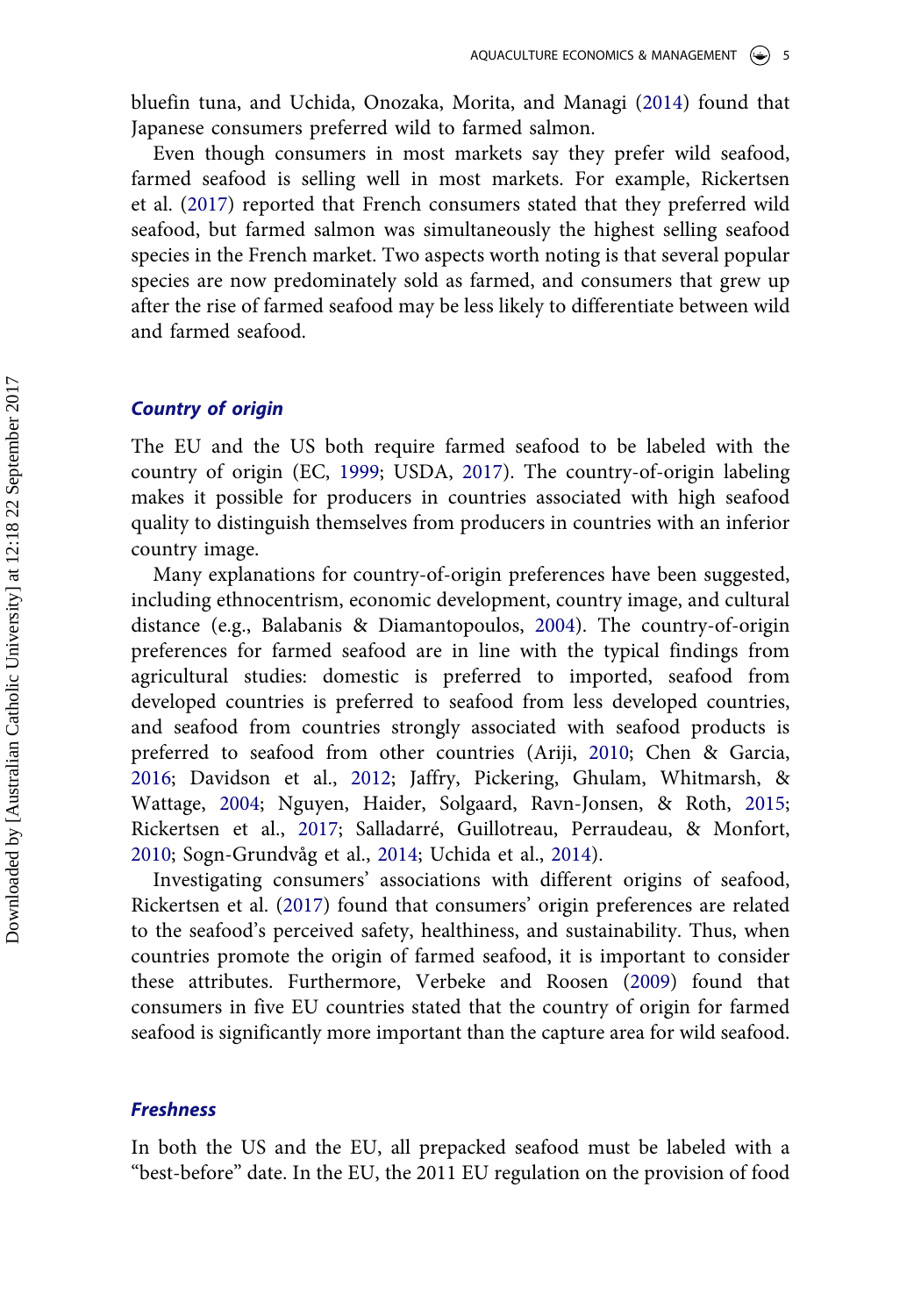bluefin tuna, and Uchida, Onozaka, Morita, and Managi (2014) found that Japanese consumers preferred wild to farmed salmon.

Even though consumers in most markets say they prefer wild seafood, farmed seafood is selling well in most markets. For example, Rickertsen et al. (2017) reported that French consumers stated that they preferred wild seafood, but farmed salmon was simultaneously the highest selling seafood species in the French market. Two aspects worth noting is that several popular species are now predominately sold as farmed, and consumers that grew up after the rise of farmed seafood may be less likely to differentiate between wild and farmed seafood.

### *Country of origin*

The EU and the US both require farmed seafood to be labeled with the country of origin (EC, 1999; USDA, 2017). The country-of-origin labeling makes it possible for producers in countries associated with high seafood quality to distinguish themselves from producers in countries with an inferior country image.

Many explanations for country-of-origin preferences have been suggested, including ethnocentrism, economic development, country image, and cultural distance (e.g., Balabanis & Diamantopoulos, 2004). The country-of-origin preferences for farmed seafood are in line with the typical findings from agricultural studies: domestic is preferred to imported, seafood from developed countries is preferred to seafood from less developed countries, and seafood from countries strongly associated with seafood products is preferred to seafood from other countries (Ariji, 2010; Chen & Garcia, 2016; Davidson et al., 2012; Jaffry, Pickering, Ghulam, Whitmarsh, & Wattage, 2004; Nguyen, Haider, Solgaard, Ravn-Jonsen, & Roth, 2015; Rickertsen et al., 2017; Salladarré, Guillotreau, Perraudeau, & Monfort, 2010; Sogn-Grundvåg et al., 2014; Uchida et al., 2014).

Investigating consumers' associations with different origins of seafood, Rickertsen et al. (2017) found that consumers' origin preferences are related to the seafood's perceived safety, healthiness, and sustainability. Thus, when countries promote the origin of farmed seafood, it is important to consider these attributes. Furthermore, Verbeke and Roosen (2009) found that consumers in five EU countries stated that the country of origin for farmed seafood is significantly more important than the capture area for wild seafood.

### *Freshness*

In both the US and the EU, all prepacked seafood must be labeled with a "best-before" date. In the EU, the 2011 EU regulation on the provision of food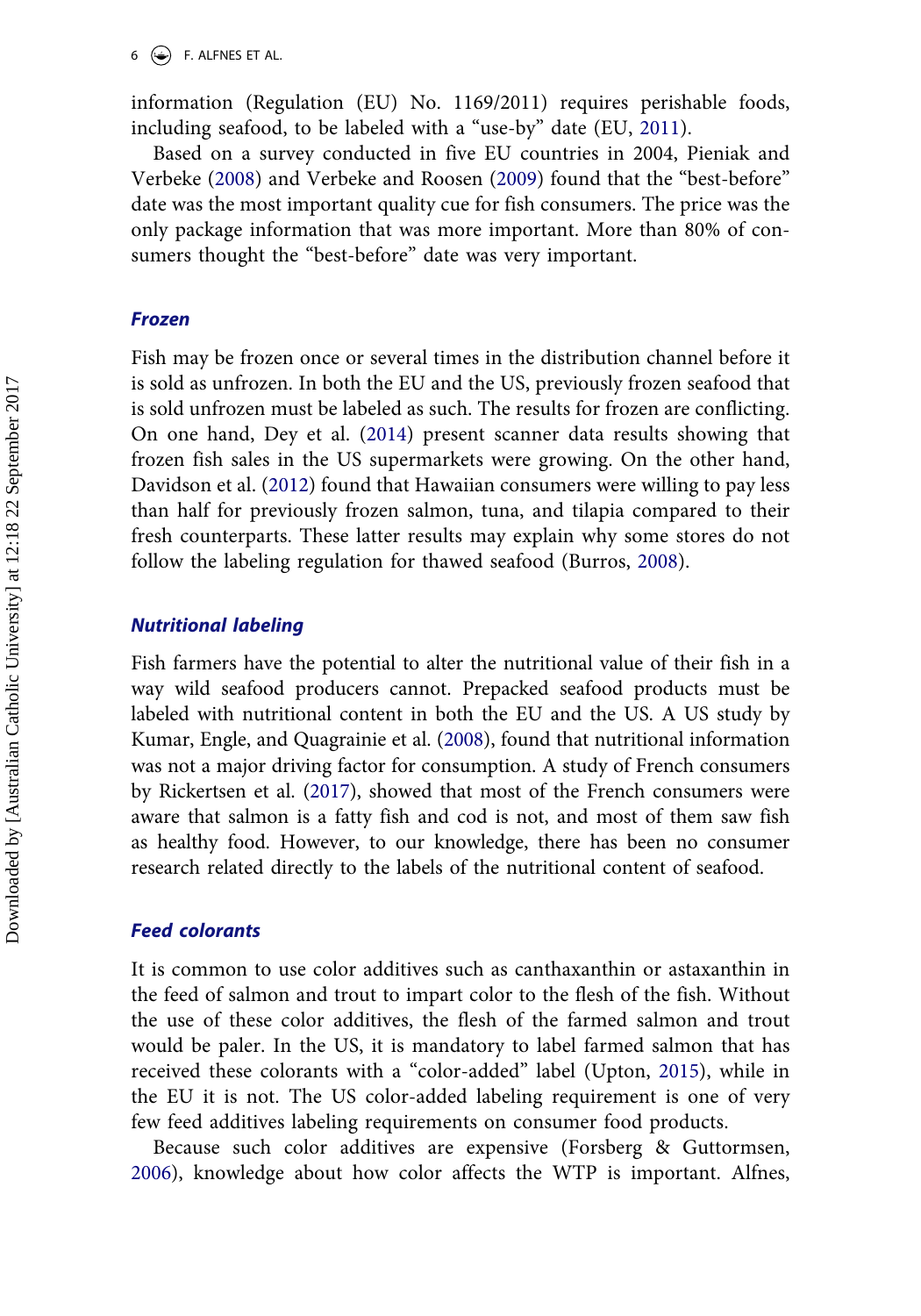information (Regulation (EU) No. 1169/2011) requires perishable foods, including seafood, to be labeled with a "use-by" date (EU, 2011).

Based on a survey conducted in five EU countries in 2004, Pieniak and Verbeke (2008) and Verbeke and Roosen (2009) found that the "best-before" date was the most important quality cue for fish consumers. The price was the only package information that was more important. More than 80% of consumers thought the "best-before" date was very important.

### *Frozen*

Fish may be frozen once or several times in the distribution channel before it is sold as unfrozen. In both the EU and the US, previously frozen seafood that is sold unfrozen must be labeled as such. The results for frozen are conflicting. On one hand, Dey et al. (2014) present scanner data results showing that frozen fish sales in the US supermarkets were growing. On the other hand, Davidson et al. (2012) found that Hawaiian consumers were willing to pay less than half for previously frozen salmon, tuna, and tilapia compared to their fresh counterparts. These latter results may explain why some stores do not follow the labeling regulation for thawed seafood (Burros, 2008).

### *Nutritional labeling*

Fish farmers have the potential to alter the nutritional value of their fish in a way wild seafood producers cannot. Prepacked seafood products must be labeled with nutritional content in both the EU and the US. A US study by Kumar, Engle, and Quagrainie et al. (2008), found that nutritional information was not a major driving factor for consumption. A study of French consumers by Rickertsen et al. (2017), showed that most of the French consumers were aware that salmon is a fatty fish and cod is not, and most of them saw fish as healthy food. However, to our knowledge, there has been no consumer research related directly to the labels of the nutritional content of seafood.

### *Feed colorants*

It is common to use color additives such as canthaxanthin or astaxanthin in the feed of salmon and trout to impart color to the flesh of the fish. Without the use of these color additives, the flesh of the farmed salmon and trout would be paler. In the US, it is mandatory to label farmed salmon that has received these colorants with a "color-added" label (Upton, 2015), while in the EU it is not. The US color-added labeling requirement is one of very few feed additives labeling requirements on consumer food products.

Because such color additives are expensive (Forsberg & Guttormsen, 2006), knowledge about how color affects the WTP is important. Alfnes,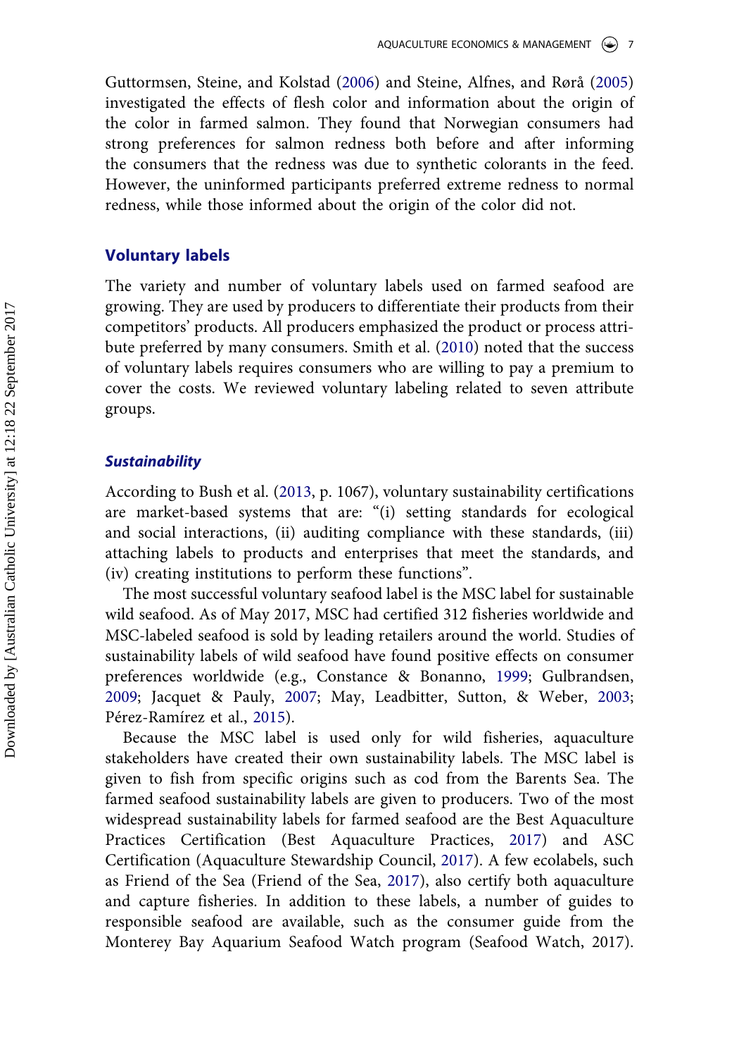Guttormsen, Steine, and Kolstad (2006) and Steine, Alfnes, and Rørå (2005) investigated the effects of flesh color and information about the origin of the color in farmed salmon. They found that Norwegian consumers had strong preferences for salmon redness both before and after informing the consumers that the redness was due to synthetic colorants in the feed. However, the uninformed participants preferred extreme redness to normal redness, while those informed about the origin of the color did not.

## Voluntary labels

The variety and number of voluntary labels used on farmed seafood are growing. They are used by producers to differentiate their products from their competitors' products. All producers emphasized the product or process attribute preferred by many consumers. Smith et al. (2010) noted that the success of voluntary labels requires consumers who are willing to pay a premium to cover the costs. We reviewed voluntary labeling related to seven attribute groups.

### *Sustainability*

According to Bush et al. (2013, p. 1067), voluntary sustainability certifications are market-based systems that are: "(i) setting standards for ecological and social interactions, (ii) auditing compliance with these standards, (iii) attaching labels to products and enterprises that meet the standards, and (iv) creating institutions to perform these functions".

The most successful voluntary seafood label is the MSC label for sustainable wild seafood. As of May 2017, MSC had certified 312 fisheries worldwide and MSC-labeled seafood is sold by leading retailers around the world. Studies of sustainability labels of wild seafood have found positive effects on consumer preferences worldwide (e.g., Constance & Bonanno, 1999; Gulbrandsen, 2009; Jacquet & Pauly, 2007; May, Leadbitter, Sutton, & Weber, 2003; Pérez-Ramírez et al., 2015).

Because the MSC label is used only for wild fisheries, aquaculture stakeholders have created their own sustainability labels. The MSC label is given to fish from specific origins such as cod from the Barents Sea. The farmed seafood sustainability labels are given to producers. Two of the most widespread sustainability labels for farmed seafood are the Best Aquaculture Practices Certification (Best Aquaculture Practices, 2017) and ASC Certification (Aquaculture Stewardship Council, 2017). A few ecolabels, such as Friend of the Sea (Friend of the Sea, 2017), also certify both aquaculture and capture fisheries. In addition to these labels, a number of guides to responsible seafood are available, such as the consumer guide from the Monterey Bay Aquarium Seafood Watch program (Seafood Watch, 2017).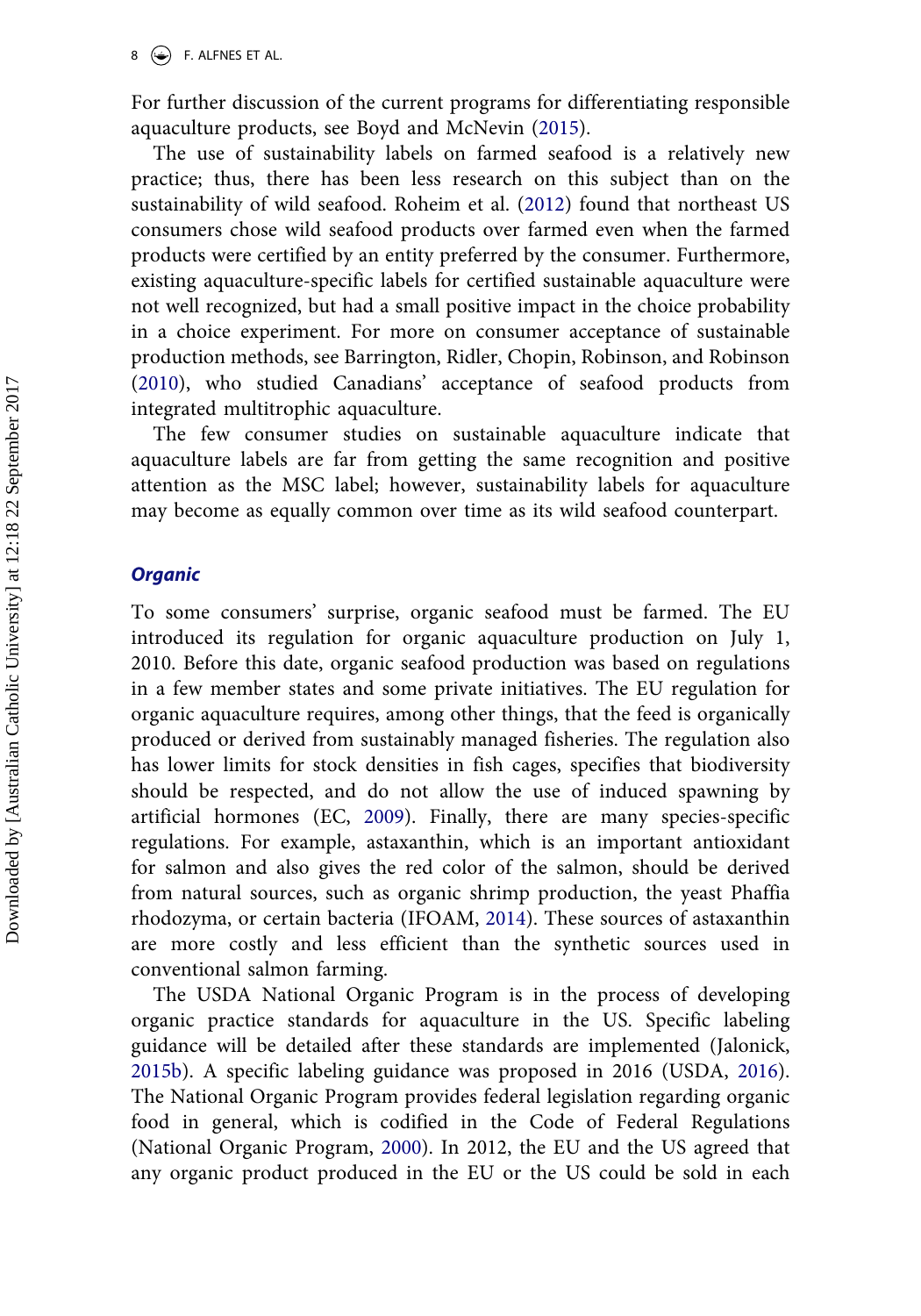For further discussion of the current programs for differentiating responsible aquaculture products, see Boyd and McNevin (2015).

The use of sustainability labels on farmed seafood is a relatively new practice; thus, there has been less research on this subject than on the sustainability of wild seafood. Roheim et al. (2012) found that northeast US consumers chose wild seafood products over farmed even when the farmed products were certified by an entity preferred by the consumer. Furthermore, existing aquaculture-specific labels for certified sustainable aquaculture were not well recognized, but had a small positive impact in the choice probability in a choice experiment. For more on consumer acceptance of sustainable production methods, see Barrington, Ridler, Chopin, Robinson, and Robinson (2010), who studied Canadians' acceptance of seafood products from integrated multitrophic aquaculture.

The few consumer studies on sustainable aquaculture indicate that aquaculture labels are far from getting the same recognition and positive attention as the MSC label; however, sustainability labels for aquaculture may become as equally common over time as its wild seafood counterpart.

### *Organic*

To some consumers' surprise, organic seafood must be farmed. The EU introduced its regulation for organic aquaculture production on July 1, 2010. Before this date, organic seafood production was based on regulations in a few member states and some private initiatives. The EU regulation for organic aquaculture requires, among other things, that the feed is organically produced or derived from sustainably managed fisheries. The regulation also has lower limits for stock densities in fish cages, specifies that biodiversity should be respected, and do not allow the use of induced spawning by artificial hormones (EC, 2009). Finally, there are many species-specific regulations. For example, astaxanthin, which is an important antioxidant for salmon and also gives the red color of the salmon, should be derived from natural sources, such as organic shrimp production, the yeast Phaffia rhodozyma, or certain bacteria (IFOAM, 2014). These sources of astaxanthin are more costly and less efficient than the synthetic sources used in conventional salmon farming.

The USDA National Organic Program is in the process of developing organic practice standards for aquaculture in the US. Specific labeling guidance will be detailed after these standards are implemented (Jalonick, 2015b). A specific labeling guidance was proposed in 2016 (USDA, 2016). The National Organic Program provides federal legislation regarding organic food in general, which is codified in the Code of Federal Regulations (National Organic Program, 2000). In 2012, the EU and the US agreed that any organic product produced in the EU or the US could be sold in each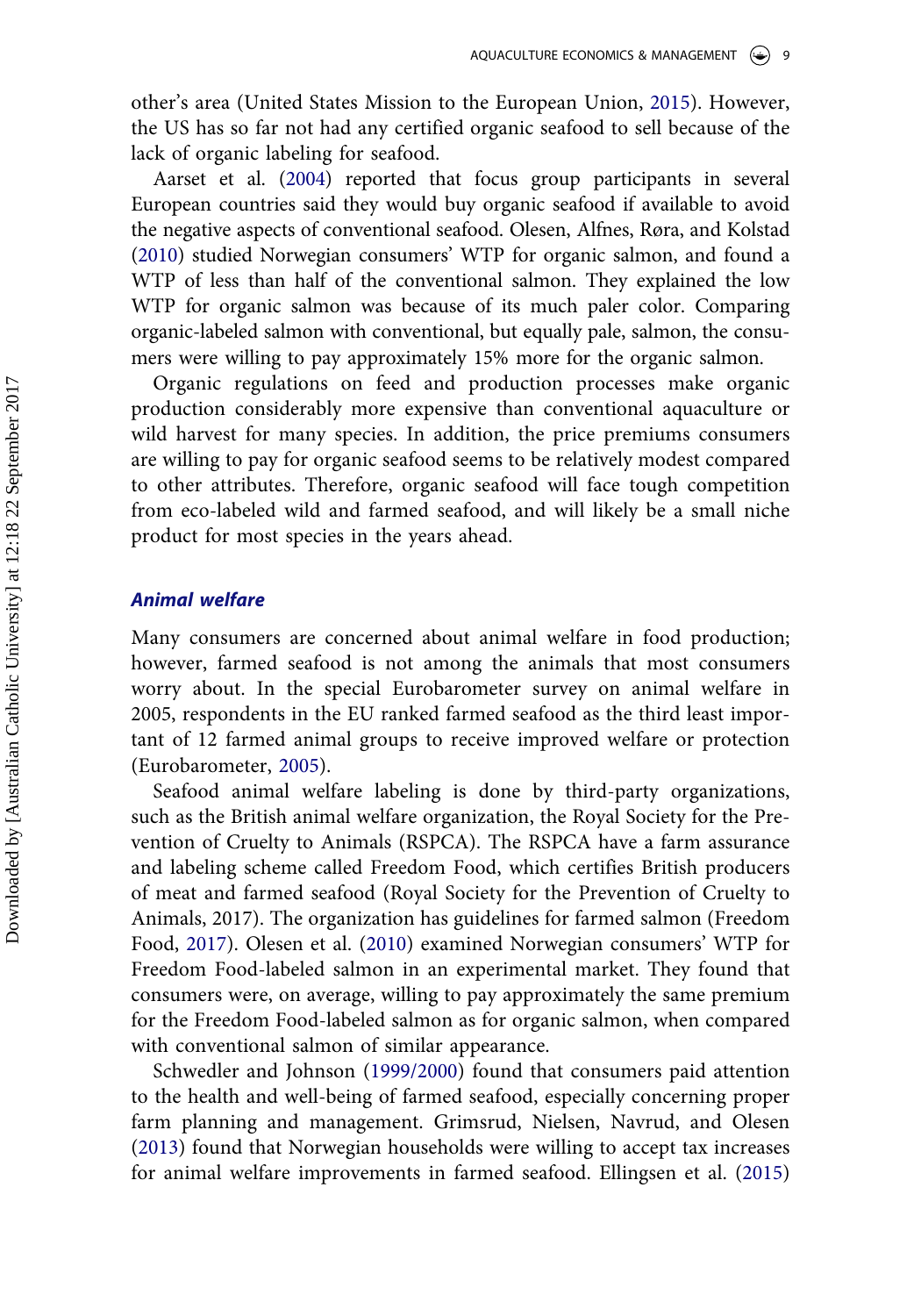other's area (United States Mission to the European Union, 2015). However, the US has so far not had any certified organic seafood to sell because of the lack of organic labeling for seafood.

Aarset et al. (2004) reported that focus group participants in several European countries said they would buy organic seafood if available to avoid the negative aspects of conventional seafood. Olesen, Alfnes, Røra, and Kolstad (2010) studied Norwegian consumers' WTP for organic salmon, and found a WTP of less than half of the conventional salmon. They explained the low WTP for organic salmon was because of its much paler color. Comparing organic-labeled salmon with conventional, but equally pale, salmon, the consumers were willing to pay approximately 15% more for the organic salmon.

Organic regulations on feed and production processes make organic production considerably more expensive than conventional aquaculture or wild harvest for many species. In addition, the price premiums consumers are willing to pay for organic seafood seems to be relatively modest compared to other attributes. Therefore, organic seafood will face tough competition from eco-labeled wild and farmed seafood, and will likely be a small niche product for most species in the years ahead.

### *Animal welfare*

Many consumers are concerned about animal welfare in food production; however, farmed seafood is not among the animals that most consumers worry about. In the special Eurobarometer survey on animal welfare in 2005, respondents in the EU ranked farmed seafood as the third least important of 12 farmed animal groups to receive improved welfare or protection (Eurobarometer, 2005).

Seafood animal welfare labeling is done by third-party organizations, such as the British animal welfare organization, the Royal Society for the Prevention of Cruelty to Animals (RSPCA). The RSPCA have a farm assurance and labeling scheme called Freedom Food, which certifies British producers of meat and farmed seafood (Royal Society for the Prevention of Cruelty to Animals, 2017). The organization has guidelines for farmed salmon (Freedom Food, 2017). Olesen et al. (2010) examined Norwegian consumers' WTP for Freedom Food-labeled salmon in an experimental market. They found that consumers were, on average, willing to pay approximately the same premium for the Freedom Food-labeled salmon as for organic salmon, when compared with conventional salmon of similar appearance.

Schwedler and Johnson (1999/2000) found that consumers paid attention to the health and well-being of farmed seafood, especially concerning proper farm planning and management. Grimsrud, Nielsen, Navrud, and Olesen (2013) found that Norwegian households were willing to accept tax increases for animal welfare improvements in farmed seafood. Ellingsen et al. (2015)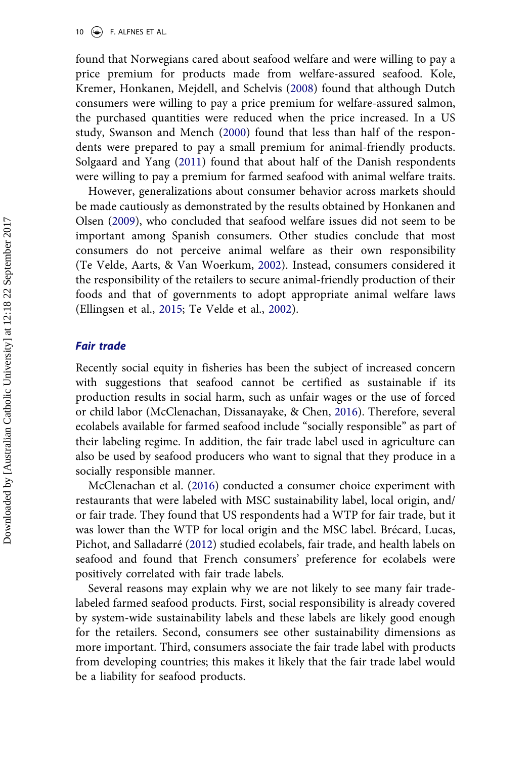found that Norwegians cared about seafood welfare and were willing to pay a price premium for products made from welfare-assured seafood. Kole, Kremer, Honkanen, Mejdell, and Schelvis (2008) found that although Dutch consumers were willing to pay a price premium for welfare-assured salmon, the purchased quantities were reduced when the price increased. In a US study, Swanson and Mench (2000) found that less than half of the respondents were prepared to pay a small premium for animal-friendly products. Solgaard and Yang (2011) found that about half of the Danish respondents were willing to pay a premium for farmed seafood with animal welfare traits.

However, generalizations about consumer behavior across markets should be made cautiously as demonstrated by the results obtained by Honkanen and Olsen (2009), who concluded that seafood welfare issues did not seem to be important among Spanish consumers. Other studies conclude that most consumers do not perceive animal welfare as their own responsibility (Te Velde, Aarts, & Van Woerkum, 2002). Instead, consumers considered it the responsibility of the retailers to secure animal-friendly production of their foods and that of governments to adopt appropriate animal welfare laws (Ellingsen et al., 2015; Te Velde et al., 2002).

### *Fair trade*

Recently social equity in fisheries has been the subject of increased concern with suggestions that seafood cannot be certified as sustainable if its production results in social harm, such as unfair wages or the use of forced or child labor (McClenachan, Dissanayake, & Chen, 2016). Therefore, several ecolabels available for farmed seafood include "socially responsible" as part of their labeling regime. In addition, the fair trade label used in agriculture can also be used by seafood producers who want to signal that they produce in a socially responsible manner.

McClenachan et al. (2016) conducted a consumer choice experiment with restaurants that were labeled with MSC sustainability label, local origin, and/or fair trade. They found that US respondents had a WTP for fair trade, but it was lower than the WTP for local origin and the MSC label. Brécard, Lucas, Pichot, and Salladarré (2012) studied ecolabels, fair trade, and health labels on seafood and found that French consumers' preference for ecolabels were positively correlated with fair trade labels.

Several reasons may explain why we are not likely to see many fair trade-labeled farmed seafood products. First, social responsibility is already covered by system-wide sustainability labels and these labels are likely good enough for the retailers. Second, consumers see other sustainability dimensions as more important. Third, consumers associate the fair trade label with products from developing countries; this makes it likely that the fair trade label would be a liability for seafood products.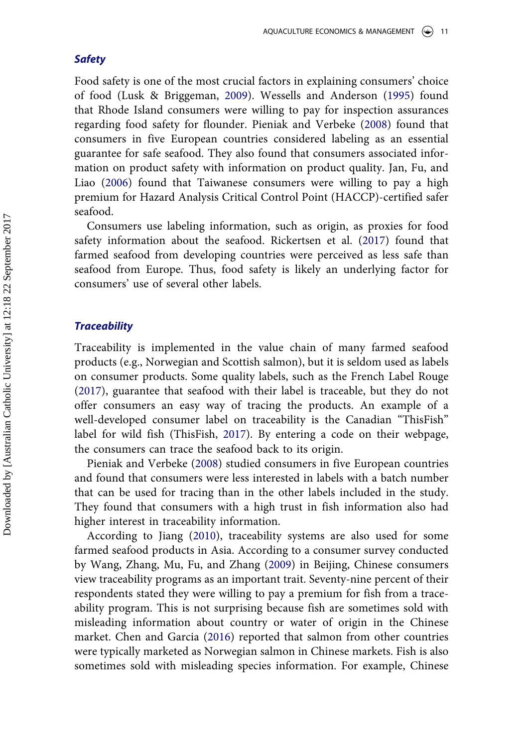### *Safety*

Food safety is one of the most crucial factors in explaining consumers' choice of food (Lusk & Briggeman, 2009). Wessells and Anderson (1995) found that Rhode Island consumers were willing to pay for inspection assurances regarding food safety for flounder. Pieniak and Verbeke (2008) found that consumers in five European countries considered labeling as an essential guarantee for safe seafood. They also found that consumers associated information on product safety with information on product quality. Jan, Fu, and Liao (2006) found that Taiwanese consumers were willing to pay a high premium for Hazard Analysis Critical Control Point (HACCP)-certified safer seafood.

Consumers use labeling information, such as origin, as proxies for food safety information about the seafood. Rickertsen et al. (2017) found that farmed seafood from developing countries were perceived as less safe than seafood from Europe. Thus, food safety is likely an underlying factor for consumers' use of several other labels.

### *Traceability*

Traceability is implemented in the value chain of many farmed seafood products (e.g., Norwegian and Scottish salmon), but it is seldom used as labels on consumer products. Some quality labels, such as the French Label Rouge (2017), guarantee that seafood with their label is traceable, but they do not offer consumers an easy way of tracing the products. An example of a well-developed consumer label on traceability is the Canadian "ThisFish" label for wild fish (ThisFish, 2017). By entering a code on their webpage, the consumers can trace the seafood back to its origin.

Pieniak and Verbeke (2008) studied consumers in five European countries and found that consumers were less interested in labels with a batch number that can be used for tracing than in the other labels included in the study. They found that consumers with a high trust in fish information also had higher interest in traceability information.

According to Jiang (2010), traceability systems are also used for some farmed seafood products in Asia. According to a consumer survey conducted by Wang, Zhang, Mu, Fu, and Zhang (2009) in Beijing, Chinese consumers view traceability programs as an important trait. Seventy-nine percent of their respondents stated they were willing to pay a premium for fish from a traceability program. This is not surprising because fish are sometimes sold with misleading information about country or water of origin in the Chinese market. Chen and Garcia (2016) reported that salmon from other countries were typically marketed as Norwegian salmon in Chinese markets. Fish is also sometimes sold with misleading species information. For example, Chinese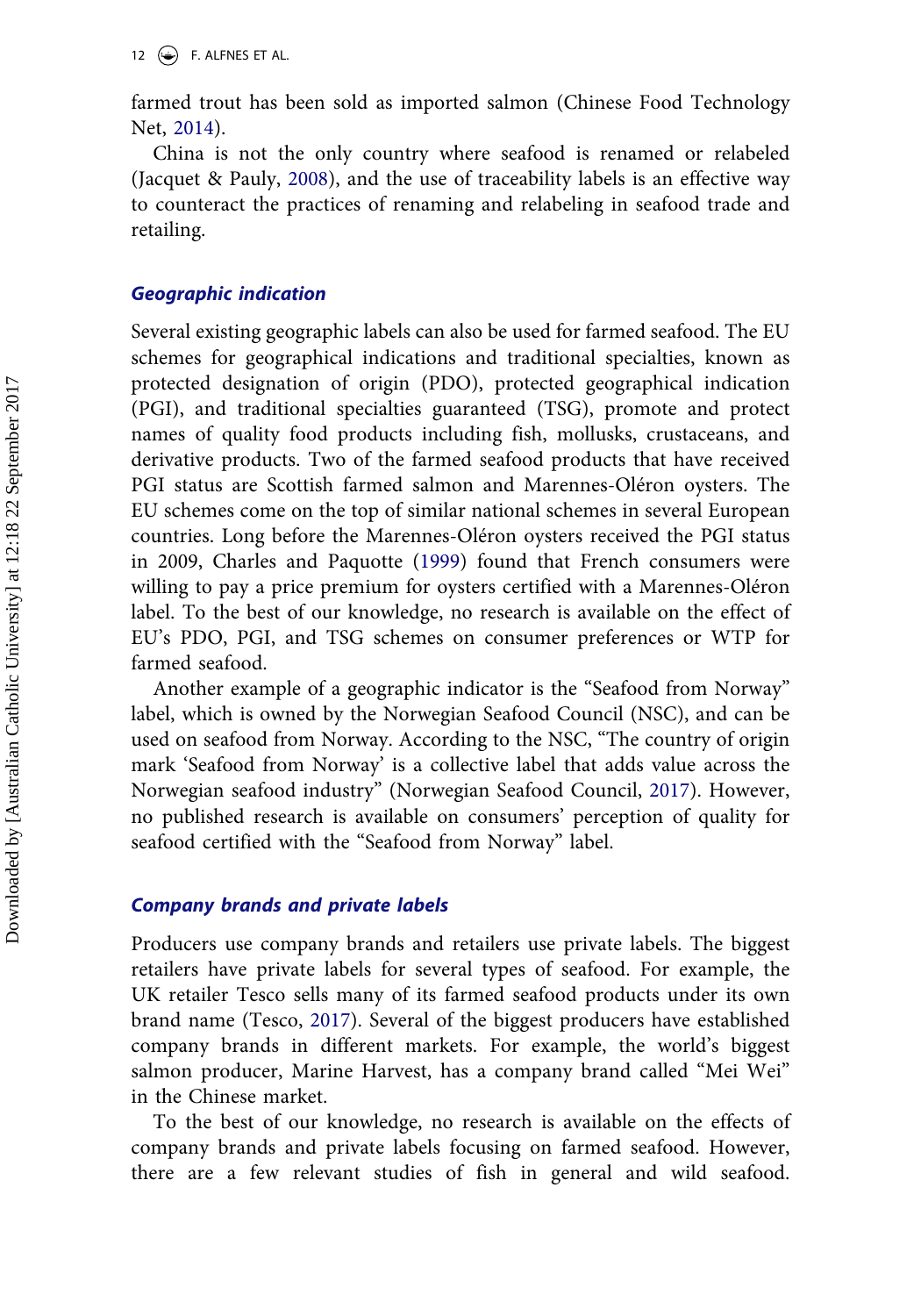farmed trout has been sold as imported salmon (Chinese Food Technology Net, 2014).

China is not the only country where seafood is renamed or relabeled (Jacquet & Pauly, 2008), and the use of traceability labels is an effective way to counteract the practices of renaming and relabeling in seafood trade and retailing.

### *Geographic indication*

Several existing geographic labels can also be used for farmed seafood. The EU schemes for geographical indications and traditional specialties, known as protected designation of origin (PDO), protected geographical indication (PGI), and traditional specialties guaranteed (TSG), promote and protect names of quality food products including fish, mollusks, crustaceans, and derivative products. Two of the farmed seafood products that have received PGI status are Scottish farmed salmon and Marennes-Oléron oysters. The EU schemes come on the top of similar national schemes in several European countries. Long before the Marennes-Oléron oysters received the PGI status in 2009, Charles and Paquotte (1999) found that French consumers were willing to pay a price premium for oysters certified with a Marennes-Oléron label. To the best of our knowledge, no research is available on the effect of EU's PDO, PGI, and TSG schemes on consumer preferences or WTP for farmed seafood.

Another example of a geographic indicator is the "Seafood from Norway" label, which is owned by the Norwegian Seafood Council (NSC), and can be used on seafood from Norway. According to the NSC, "The country of origin mark 'Seafood from Norway' is a collective label that adds value across the Norwegian seafood industry" (Norwegian Seafood Council, 2017). However, no published research is available on consumers' perception of quality for seafood certified with the "Seafood from Norway" label.

### *Company brands and private labels*

Producers use company brands and retailers use private labels. The biggest retailers have private labels for several types of seafood. For example, the UK retailer Tesco sells many of its farmed seafood products under its own brand name (Tesco, 2017). Several of the biggest producers have established company brands in different markets. For example, the world's biggest salmon producer, Marine Harvest, has a company brand called "Mei Wei" in the Chinese market.

To the best of our knowledge, no research is available on the effects of company brands and private labels focusing on farmed seafood. However, there are a few relevant studies of fish in general and wild seafood.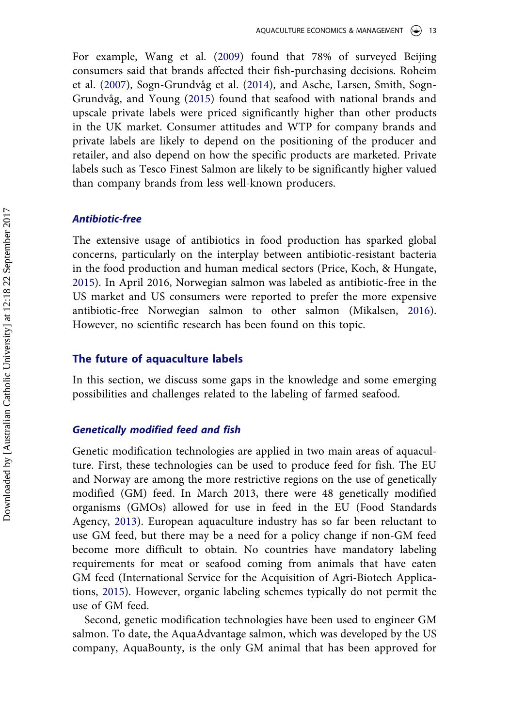For example, Wang et al. (2009) found that 78% of surveyed Beijing consumers said that brands affected their fish-purchasing decisions. Roheim et al. (2007), Sogn-Grundvåg et al. (2014), and Asche, Larsen, Smith, Sogn-Grundvåg, and Young (2015) found that seafood with national brands and upscale private labels were priced significantly higher than other products in the UK market. Consumer attitudes and WTP for company brands and private labels are likely to depend on the positioning of the producer and retailer, and also depend on how the specific products are marketed. Private labels such as Tesco Finest Salmon are likely to be significantly higher valued than company brands from less well-known producers.

### *Antibiotic-free*

The extensive usage of antibiotics in food production has sparked global concerns, particularly on the interplay between antibiotic-resistant bacteria in the food production and human medical sectors (Price, Koch, & Hungate, 2015). In April 2016, Norwegian salmon was labeled as antibiotic-free in the US market and US consumers were reported to prefer the more expensive antibiotic-free Norwegian salmon to other salmon (Mikalsen, 2016). However, no scientific research has been found on this topic.

## The future of aquaculture labels

In this section, we discuss some gaps in the knowledge and some emerging possibilities and challenges related to the labeling of farmed seafood.

### *Genetically modified feed and fish*

Genetic modification technologies are applied in two main areas of aquaculture. First, these technologies can be used to produce feed for fish. The EU and Norway are among the more restrictive regions on the use of genetically modified (GM) feed. In March 2013, there were 48 genetically modified organisms (GMOs) allowed for use in feed in the EU (Food Standards Agency, 2013). European aquaculture industry has so far been reluctant to use GM feed, but there may be a need for a policy change if non-GM feed become more difficult to obtain. No countries have mandatory labeling requirements for meat or seafood coming from animals that have eaten GM feed (International Service for the Acquisition of Agri-Biotech Applications, 2015). However, organic labeling schemes typically do not permit the use of GM feed.

Second, genetic modification technologies have been used to engineer GM salmon. To date, the AquaAdvantage salmon, which was developed by the US company, AquaBounty, is the only GM animal that has been approved for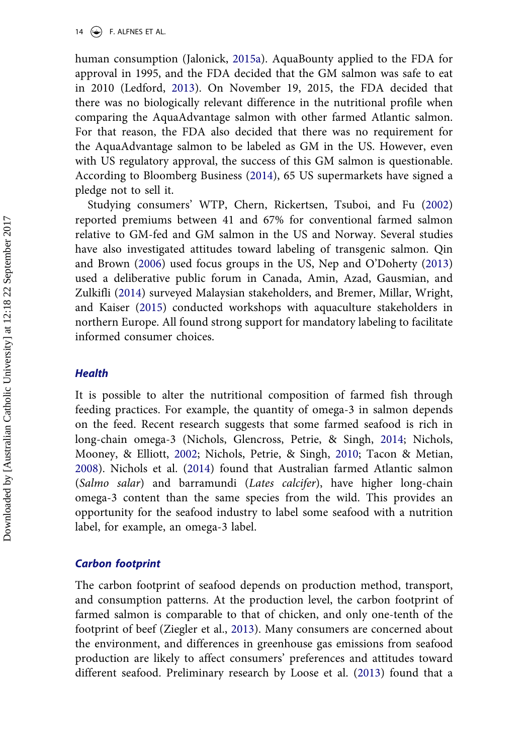human consumption (Jalonick, 2015a). AquaBounty applied to the FDA for approval in 1995, and the FDA decided that the GM salmon was safe to eat in 2010 (Ledford, 2013). On November 19, 2015, the FDA decided that there was no biologically relevant difference in the nutritional profile when comparing the AquaAdvantage salmon with other farmed Atlantic salmon. For that reason, the FDA also decided that there was no requirement for the AquaAdvantage salmon to be labeled as GM in the US. However, even with US regulatory approval, the success of this GM salmon is questionable. According to Bloomberg Business (2014), 65 US supermarkets have signed a pledge not to sell it.

Studying consumers' WTP, Chern, Rickertsen, Tsuboi, and Fu (2002) reported premiums between 41 and 67% for conventional farmed salmon relative to GM-fed and GM salmon in the US and Norway. Several studies have also investigated attitudes toward labeling of transgenic salmon. Qin and Brown (2006) used focus groups in the US, Nep and O'Doherty (2013) used a deliberative public forum in Canada, Amin, Azad, Gausmian, and Zulkifli (2014) surveyed Malaysian stakeholders, and Bremer, Millar, Wright, and Kaiser (2015) conducted workshops with aquaculture stakeholders in northern Europe. All found strong support for mandatory labeling to facilitate informed consumer choices.

### *Health*

It is possible to alter the nutritional composition of farmed fish through feeding practices. For example, the quantity of omega-3 in salmon depends on the feed. Recent research suggests that some farmed seafood is rich in long-chain omega-3 (Nichols, Glencross, Petrie, & Singh, 2014; Nichols, Mooney, & Elliott, 2002; Nichols, Petrie, & Singh, 2010; Tacon & Metian, 2008). Nichols et al. (2014) found that Australian farmed Atlantic salmon (*Salmo salar*) and barramundi (*Lates calcifer*), have higher long-chain omega-3 content than the same species from the wild. This provides an opportunity for the seafood industry to label some seafood with a nutrition label, for example, an omega-3 label.

### *Carbon footprint*

The carbon footprint of seafood depends on production method, transport, and consumption patterns. At the production level, the carbon footprint of farmed salmon is comparable to that of chicken, and only one-tenth of the footprint of beef (Ziegler et al., 2013). Many consumers are concerned about the environment, and differences in greenhouse gas emissions from seafood production are likely to affect consumers' preferences and attitudes toward different seafood. Preliminary research by Loose et al. (2013) found that a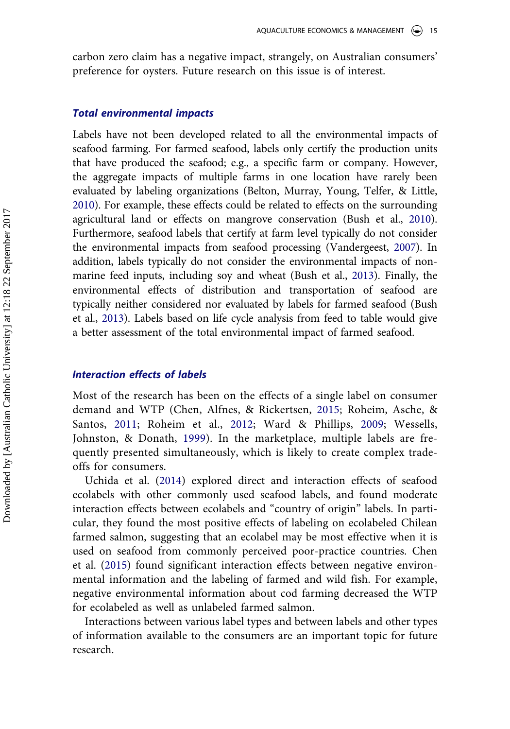carbon zero claim has a negative impact, strangely, on Australian consumers' preference for oysters. Future research on this issue is of interest.

### *Total environmental impacts*

Labels have not been developed related to all the environmental impacts of seafood farming. For farmed seafood, labels only certify the production units that have produced the seafood; e.g., a specific farm or company. However, the aggregate impacts of multiple farms in one location have rarely been evaluated by labeling organizations (Belton, Murray, Young, Telfer, & Little, 2010). For example, these effects could be related to effects on the surrounding agricultural land or effects on mangrove conservation (Bush et al., 2010). Furthermore, seafood labels that certify at farm level typically do not consider the environmental impacts from seafood processing (Vandergeest, 2007). In addition, labels typically do not consider the environmental impacts of non-marine feed inputs, including soy and wheat (Bush et al., 2013). Finally, the environmental effects of distribution and transportation of seafood are typically neither considered nor evaluated by labels for farmed seafood (Bush et al., 2013). Labels based on life cycle analysis from feed to table would give a better assessment of the total environmental impact of farmed seafood.

### *Interaction effects of labels*

Most of the research has been on the effects of a single label on consumer demand and WTP (Chen, Alfnes, & Rickertsen, 2015; Roheim, Asche, & Santos, 2011; Roheim et al., 2012; Ward & Phillips, 2009; Wessells, Johnston, & Donath, 1999). In the marketplace, multiple labels are frequently presented simultaneously, which is likely to create complex trade-offs for consumers.

Uchida et al. (2014) explored direct and interaction effects of seafood ecolabels with other commonly used seafood labels, and found moderate interaction effects between ecolabels and "country of origin" labels. In particular, they found the most positive effects of labeling on ecolabeled Chilean farmed salmon, suggesting that an ecolabel may be most effective when it is used on seafood from commonly perceived poor-practice countries. Chen et al. (2015) found significant interaction effects between negative environmental information and the labeling of farmed and wild fish. For example, negative environmental information about cod farming decreased the WTP for ecolabeled as well as unlabeled farmed salmon.

Interactions between various label types and between labels and other types of information available to the consumers are an important topic for future research.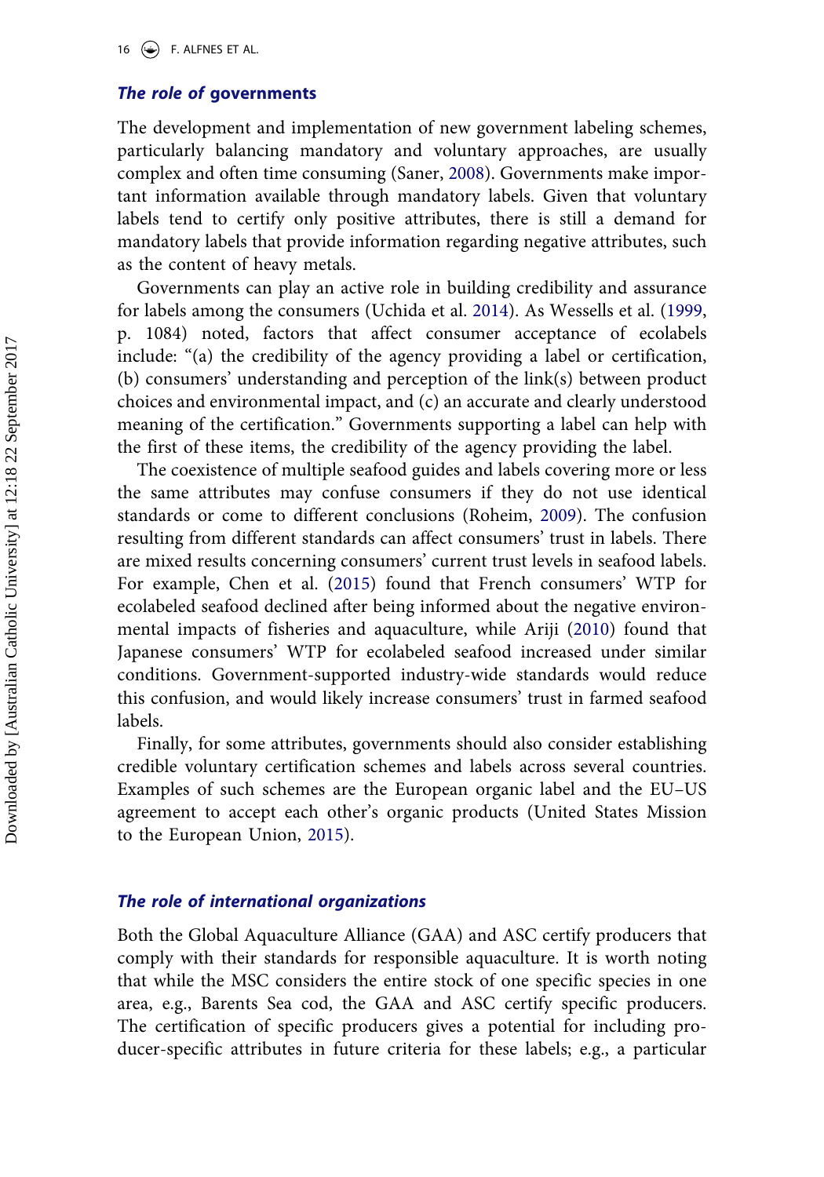### *The role of governments*

The development and implementation of new government labeling schemes, particularly balancing mandatory and voluntary approaches, are usually complex and often time consuming (Saner, 2008). Governments make important information available through mandatory labels. Given that voluntary labels tend to certify only positive attributes, there is still a demand for mandatory labels that provide information regarding negative attributes, such as the content of heavy metals.

Governments can play an active role in building credibility and assurance for labels among the consumers (Uchida et al. 2014). As Wessells et al. (1999, p. 1084) noted, factors that affect consumer acceptance of ecolabels include: "(a) the credibility of the agency providing a label or certification, (b) consumers' understanding and perception of the link(s) between product choices and environmental impact, and (c) an accurate and clearly understood meaning of the certification." Governments supporting a label can help with the first of these items, the credibility of the agency providing the label.

The coexistence of multiple seafood guides and labels covering more or less the same attributes may confuse consumers if they do not use identical standards or come to different conclusions (Roheim, 2009). The confusion resulting from different standards can affect consumers' trust in labels. There are mixed results concerning consumers' current trust levels in seafood labels. For example, Chen et al. (2015) found that French consumers' WTP for ecolabeled seafood declined after being informed about the negative environmental impacts of fisheries and aquaculture, while Ariji (2010) found that Japanese consumers' WTP for ecolabeled seafood increased under similar conditions. Government-supported industry-wide standards would reduce this confusion, and would likely increase consumers' trust in farmed seafood labels.

Finally, for some attributes, governments should also consider establishing credible voluntary certification schemes and labels across several countries. Examples of such schemes are the European organic label and the EU–US agreement to accept each other's organic products (United States Mission to the European Union, 2015).

### *The role of international organizations*

Both the Global Aquaculture Alliance (GAA) and ASC certify producers that comply with their standards for responsible aquaculture. It is worth noting that while the MSC considers the entire stock of one specific species in one area, e.g., Barents Sea cod, the GAA and ASC certify specific producers. The certification of specific producers gives a potential for including producer-specific attributes in future criteria for these labels; e.g., a particular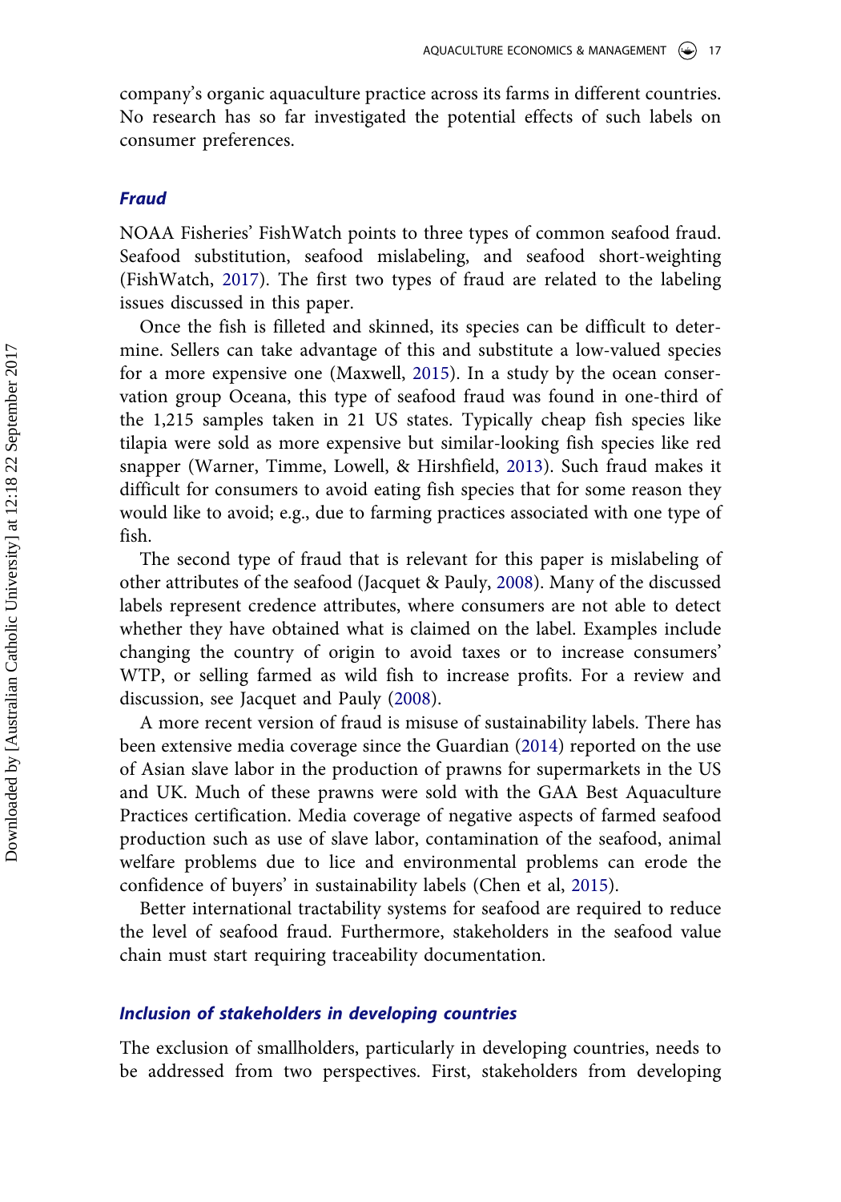company's organic aquaculture practice across its farms in different countries. No research has so far investigated the potential effects of such labels on consumer preferences.

### *Fraud*

NOAA Fisheries' FishWatch points to three types of common seafood fraud. Seafood substitution, seafood mislabeling, and seafood short-weighting (FishWatch, 2017). The first two types of fraud are related to the labeling issues discussed in this paper.

Once the fish is filleted and skinned, its species can be difficult to determine. Sellers can take advantage of this and substitute a low-valued species for a more expensive one (Maxwell, 2015). In a study by the ocean conservation group Oceana, this type of seafood fraud was found in one-third of the 1,215 samples taken in 21 US states. Typically cheap fish species like tilapia were sold as more expensive but similar-looking fish species like red snapper (Warner, Timme, Lowell, & Hirshfield, 2013). Such fraud makes it difficult for consumers to avoid eating fish species that for some reason they would like to avoid; e.g., due to farming practices associated with one type of fish.

The second type of fraud that is relevant for this paper is mislabeling of other attributes of the seafood (Jacquet & Pauly, 2008). Many of the discussed labels represent credence attributes, where consumers are not able to detect whether they have obtained what is claimed on the label. Examples include changing the country of origin to avoid taxes or to increase consumers' WTP, or selling farmed as wild fish to increase profits. For a review and discussion, see Jacquet and Pauly (2008).

A more recent version of fraud is misuse of sustainability labels. There has been extensive media coverage since the Guardian (2014) reported on the use of Asian slave labor in the production of prawns for supermarkets in the US and UK. Much of these prawns were sold with the GAA Best Aquaculture Practices certification. Media coverage of negative aspects of farmed seafood production such as use of slave labor, contamination of the seafood, animal welfare problems due to lice and environmental problems can erode the confidence of buyers' in sustainability labels (Chen et al, 2015).

Better international tractability systems for seafood are required to reduce the level of seafood fraud. Furthermore, stakeholders in the seafood value chain must start requiring traceability documentation.

### *Inclusion of stakeholders in developing countries*

The exclusion of smallholders, particularly in developing countries, needs to be addressed from two perspectives. First, stakeholders from developing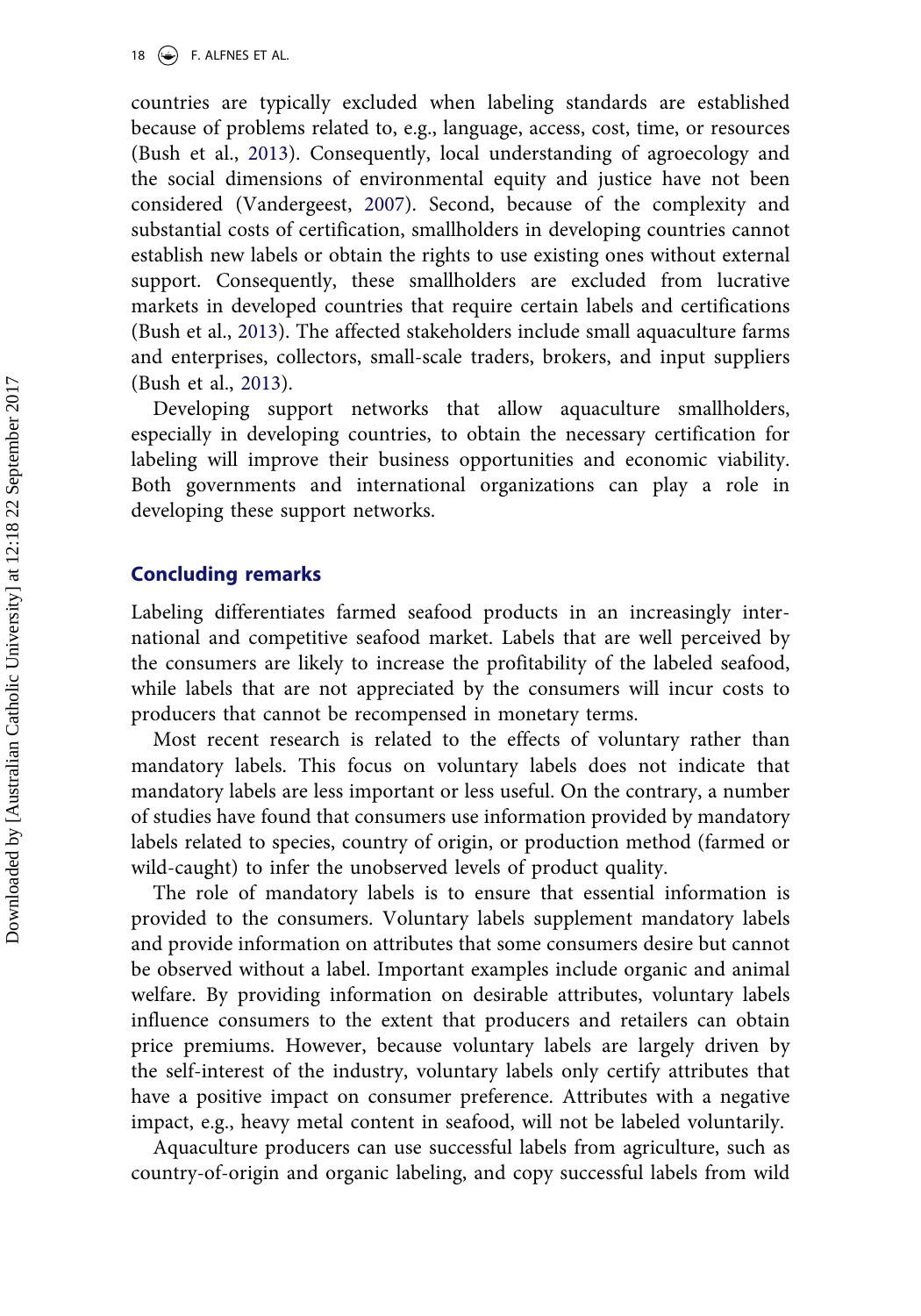countries are typically excluded when labeling standards are established because of problems related to, e.g., language, access, cost, time, or resources (Bush et al., 2013). Consequently, local understanding of agroecology and the social dimensions of environmental equity and justice have not been considered (Vandergeest, 2007). Second, because of the complexity and substantial costs of certification, smallholders in developing countries cannot establish new labels or obtain the rights to use existing ones without external support. Consequently, these smallholders are excluded from lucrative markets in developed countries that require certain labels and certifications (Bush et al., 2013). The affected stakeholders include small aquaculture farms and enterprises, collectors, small-scale traders, brokers, and input suppliers (Bush et al., 2013).

Developing support networks that allow aquaculture smallholders, especially in developing countries, to obtain the necessary certification for labeling will improve their business opportunities and economic viability. Both governments and international organizations can play a role in developing these support networks.

## Concluding remarks

Labeling differentiates farmed seafood products in an increasingly international and competitive seafood market. Labels that are well perceived by the consumers are likely to increase the profitability of the labeled seafood, while labels that are not appreciated by the consumers will incur costs to producers that cannot be recompensed in monetary terms.

Most recent research is related to the effects of voluntary rather than mandatory labels. This focus on voluntary labels does not indicate that mandatory labels are less important or less useful. On the contrary, a number of studies have found that consumers use information provided by mandatory labels related to species, country of origin, or production method (farmed or wild-caught) to infer the unobserved levels of product quality.

The role of mandatory labels is to ensure that essential information is provided to the consumers. Voluntary labels supplement mandatory labels and provide information on attributes that some consumers desire but cannot be observed without a label. Important examples include organic and animal welfare. By providing information on desirable attributes, voluntary labels influence consumers to the extent that producers and retailers can obtain price premiums. However, because voluntary labels are largely driven by the self-interest of the industry, voluntary labels only certify attributes that have a positive impact on consumer preference. Attributes with a negative impact, e.g., heavy metal content in seafood, will not be labeled voluntarily.

Aquaculture producers can use successful labels from agriculture, such as country-of-origin and organic labeling, and copy successful labels from wild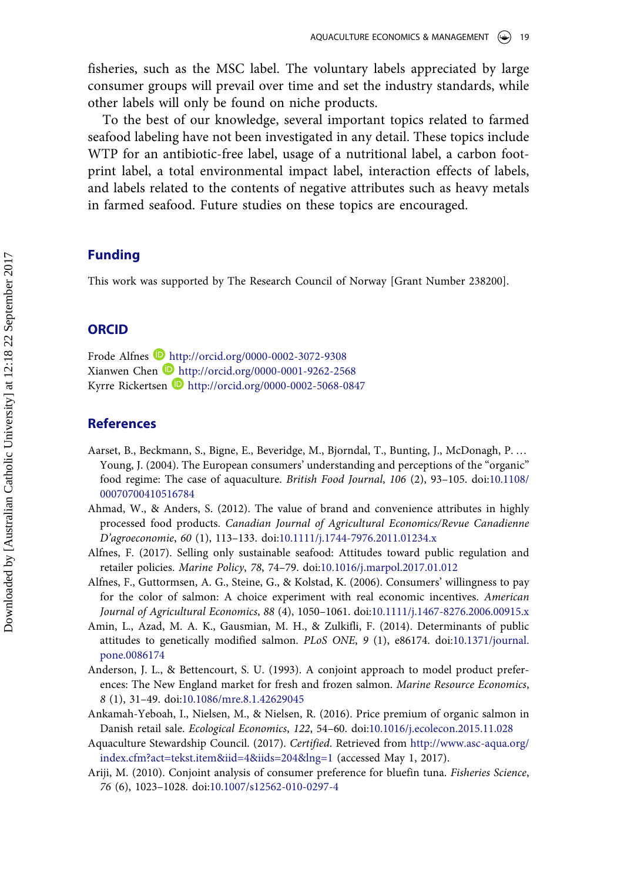fisheries, such as the MSC label. The voluntary labels appreciated by large consumer groups will prevail over time and set the industry standards, while other labels will only be found on niche products.

To the best of our knowledge, several important topics related to farmed seafood labeling have not been investigated in any detail. These topics include WTP for an antibiotic-free label, usage of a nutritional label, a carbon footprint label, a total environmental impact label, interaction effects of labels, and labels related to the contents of negative attributes such as heavy metals in farmed seafood. Future studies on these topics are encouraged.

## Funding

This work was supported by The Research Council of Norway [Grant Number 238200].

## ORCID

Frode Alfnes http://orcid.org/0000-0002-3072-9308
Xianwen Chen http://orcid.org/0000-0001-9262-2568
Kyrre Rickertsen http://orcid.org/0000-0002-5068-0847

## References

Aarset, B., Beckmann, S., Bigne, E., Beveridge, M., Bjorndal, T., Bunting, J., McDonagh, P. … Young, J. (2004). The European consumers' understanding and perceptions of the "organic" food regime: The case of aquaculture. *British Food Journal*, *106* (2), 93–105. doi:10.1108/00070700410516784

Ahmad, W., & Anders, S. (2012). The value of brand and convenience attributes in highly processed food products. *Canadian Journal of Agricultural Economics/Revue Canadienne D'agroeconomie*, *60* (1), 113–133. doi:10.1111/j.1744-7976.2011.01234.x

Alfnes, F. (2017). Selling only sustainable seafood: Attitudes toward public regulation and retailer policies. *Marine Policy*, *78*, 74–79. doi:10.1016/j.marpol.2017.01.012

Alfnes, F., Guttormsen, A. G., Steine, G., & Kolstad, K. (2006). Consumers' willingness to pay for the color of salmon: A choice experiment with real economic incentives. *American Journal of Agricultural Economics*, *88* (4), 1050–1061. doi:10.1111/j.1467-8276.2006.00915.x

Amin, L., Azad, M. A. K., Gausmian, M. H., & Zulkifli, F. (2014). Determinants of public attitudes to genetically modified salmon. *PLoS ONE*, *9* (1), e86174. doi:10.1371/journal.pone.0086174

Anderson, J. L., & Bettencourt, S. U. (1993). A conjoint approach to model product preferences: The New England market for fresh and frozen salmon. *Marine Resource Economics*, *8* (1), 31–49. doi:10.1086/mre.8.1.42629045

Ankamah-Yeboah, I., Nielsen, M., & Nielsen, R. (2016). Price premium of organic salmon in Danish retail sale. *Ecological Economics*, *122*, 54–60. doi:10.1016/j.ecolecon.2015.11.028

Aquaculture Stewardship Council. (2017). *Certified*. Retrieved from http://www.asc-aqua.org/index.cfm?act=tekst.item&iid=4&iids=204&lng=1 (accessed May 1, 2017).

Ariji, M. (2010). Conjoint analysis of consumer preference for bluefin tuna. *Fisheries Science*, *76* (6), 1023–1028. doi:10.1007/s12562-010-0297-4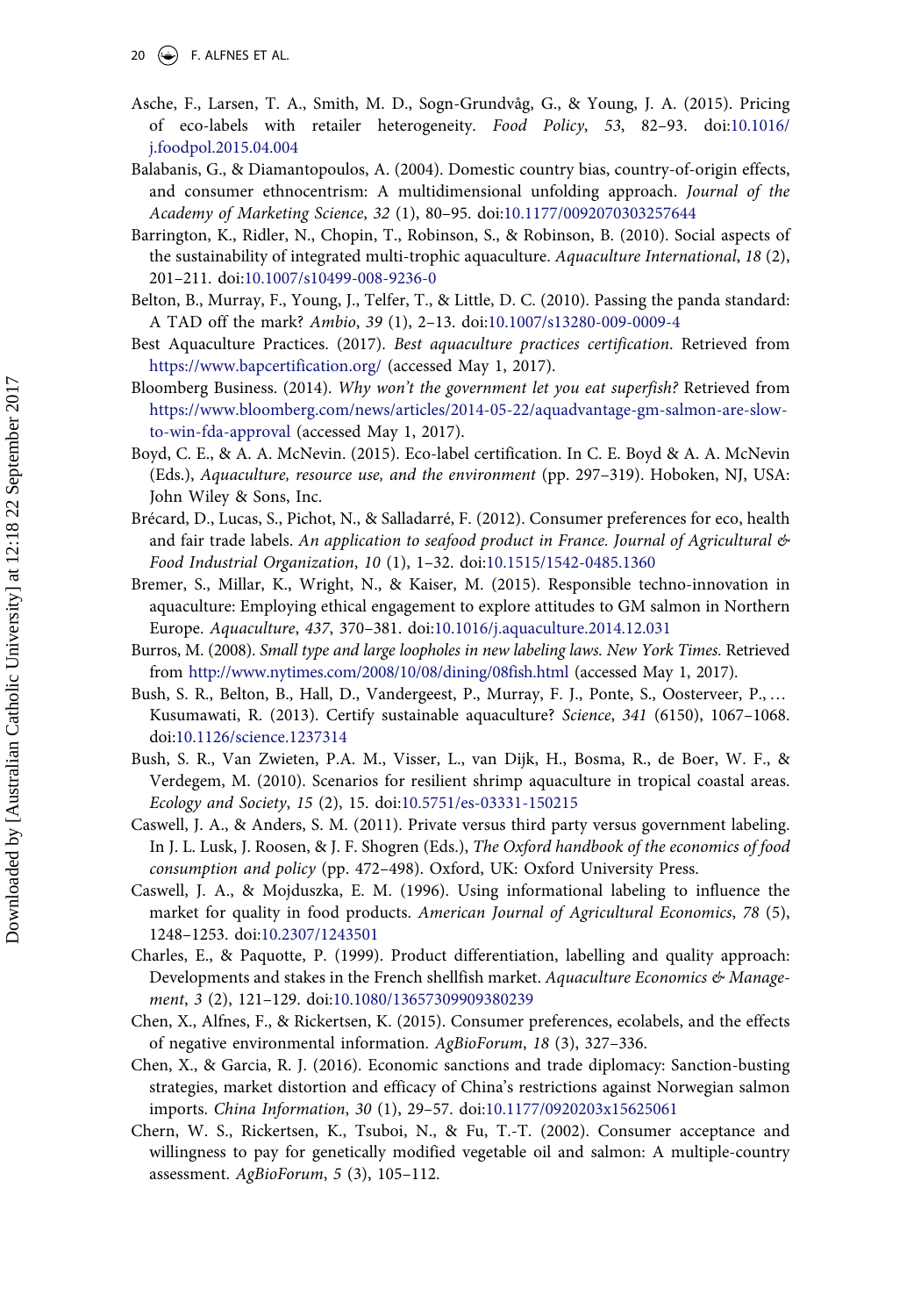Asche, F., Larsen, T. A., Smith, M. D., Sogn-Grundvåg, G., & Young, J. A. (2015). Pricing of eco-labels with retailer heterogeneity. *Food Policy*, *53*, 82–93. doi:10.1016/j.foodpol.2015.04.004

Balabanis, G., & Diamantopoulos, A. (2004). Domestic country bias, country-of-origin effects, and consumer ethnocentrism: A multidimensional unfolding approach. *Journal of the Academy of Marketing Science*, *32* (1), 80–95. doi:10.1177/0092070303257644

Barrington, K., Ridler, N., Chopin, T., Robinson, S., & Robinson, B. (2010). Social aspects of the sustainability of integrated multi-trophic aquaculture. *Aquaculture International*, *18* (2), 201–211. doi:10.1007/s10499-008-9236-0

Belton, B., Murray, F., Young, J., Telfer, T., & Little, D. C. (2010). Passing the panda standard: A TAD off the mark? *Ambio*, *39* (1), 2–13. doi:10.1007/s13280-009-0009-4

Best Aquaculture Practices. (2017). *Best aquaculture practices certification*. Retrieved from https://www.bapcertification.org/ (accessed May 1, 2017).

Bloomberg Business. (2014). *Why won't the government let you eat superfish?* Retrieved from https://www.bloomberg.com/news/articles/2014-05-22/aquadvantage-gm-salmon-are-slow-to-win-fda-approval (accessed May 1, 2017).

Boyd, C. E., & A. A. McNevin. (2015). Eco-label certification. In C. E. Boyd & A. A. McNevin (Eds.), *Aquaculture, resource use, and the environment* (pp. 297–319). Hoboken, NJ, USA: John Wiley & Sons, Inc.

Brécard, D., Lucas, S., Pichot, N., & Salladarré, F. (2012). Consumer preferences for eco, health and fair trade labels. *An application to seafood product in France. Journal of Agricultural & Food Industrial Organization*, *10* (1), 1–32. doi:10.1515/1542-0485.1360

Bremer, S., Millar, K., Wright, N., & Kaiser, M. (2015). Responsible techno-innovation in aquaculture: Employing ethical engagement to explore attitudes to GM salmon in Northern Europe. *Aquaculture*, *437*, 370–381. doi:10.1016/j.aquaculture.2014.12.031

Burros, M. (2008). *Small type and large loopholes in new labeling laws. New York Times*. Retrieved from http://www.nytimes.com/2008/10/08/dining/08fish.html (accessed May 1, 2017).

Bush, S. R., Belton, B., Hall, D., Vandergeest, P., Murray, F. J., Ponte, S., Oosterveer, P., … Kusumawati, R. (2013). Certify sustainable aquaculture? *Science*, *341* (6150), 1067–1068. doi:10.1126/science.1237314

Bush, S. R., Van Zwieten, P.A. M., Visser, L., van Dijk, H., Bosma, R., de Boer, W. F., & Verdegem, M. (2010). Scenarios for resilient shrimp aquaculture in tropical coastal areas. *Ecology and Society*, *15* (2), 15. doi:10.5751/es-03331-150215

Caswell, J. A., & Anders, S. M. (2011). Private versus third party versus government labeling. In J. L. Lusk, J. Roosen, & J. F. Shogren (Eds.), *The Oxford handbook of the economics of food consumption and policy* (pp. 472–498). Oxford, UK: Oxford University Press.

Caswell, J. A., & Mojduszka, E. M. (1996). Using informational labeling to influence the market for quality in food products. *American Journal of Agricultural Economics*, *78* (5), 1248–1253. doi:10.2307/1243501

Charles, E., & Paquotte, P. (1999). Product differentiation, labelling and quality approach: Developments and stakes in the French shellfish market. *Aquaculture Economics & Management*, *3* (2), 121–129. doi:10.1080/13657309909380239

Chen, X., Alfnes, F., & Rickertsen, K. (2015). Consumer preferences, ecolabels, and the effects of negative environmental information. *AgBioForum*, *18* (3), 327–336.

Chen, X., & Garcia, R. J. (2016). Economic sanctions and trade diplomacy: Sanction-busting strategies, market distortion and efficacy of China's restrictions against Norwegian salmon imports. *China Information*, *30* (1), 29–57. doi:10.1177/0920203x15625061

Chern, W. S., Rickertsen, K., Tsuboi, N., & Fu, T.-T. (2002). Consumer acceptance and willingness to pay for genetically modified vegetable oil and salmon: A multiple-country assessment. *AgBioForum*, *5* (3), 105–112.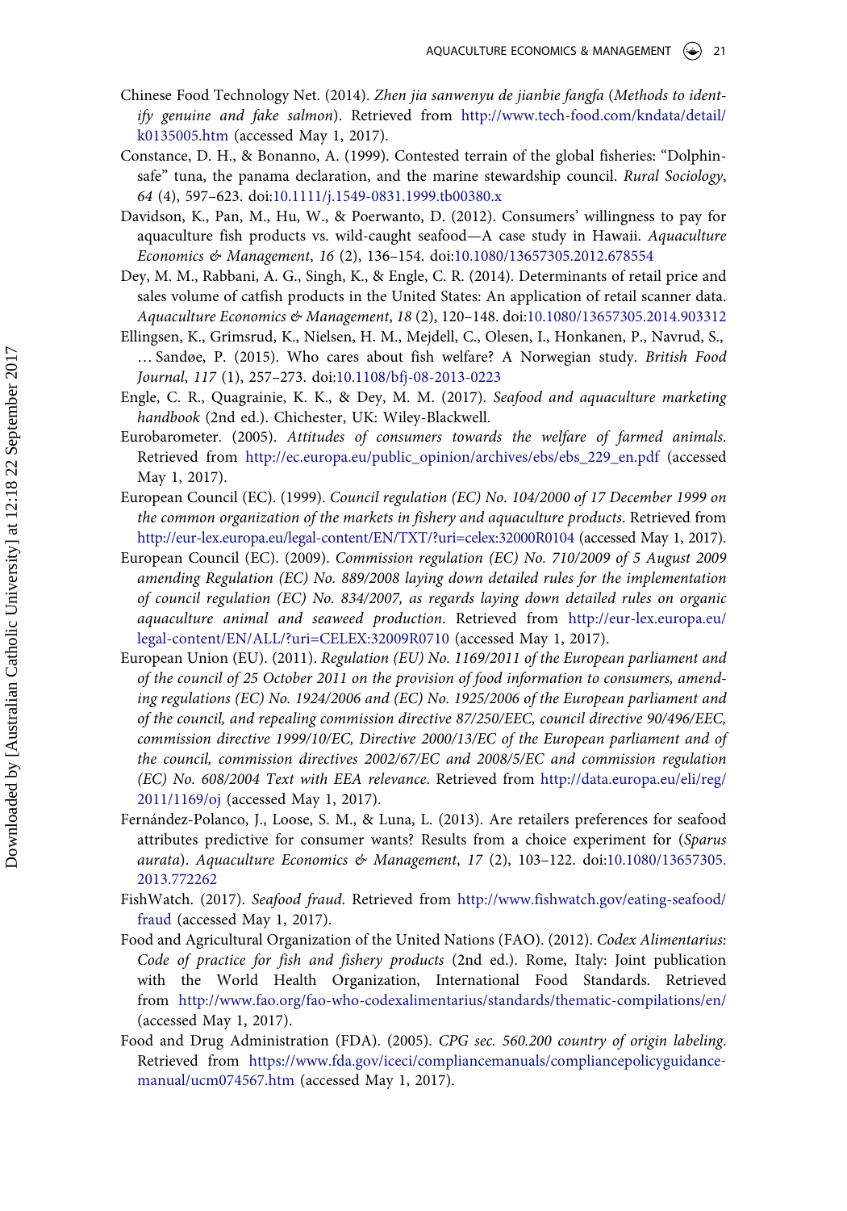Chinese Food Technology Net. (2014). *Zhen jia sanwenyu de jianbie fangfa* (*Methods to identify genuine and fake salmon*). Retrieved from http://www.tech-food.com/kndata/detail/k0135005.htm (accessed May 1, 2017).

Constance, D. H., & Bonanno, A. (1999). Contested terrain of the global fisheries: "Dolphin-safe" tuna, the panama declaration, and the marine stewardship council. *Rural Sociology*, *64* (4), 597–623. doi:10.1111/j.1549-0831.1999.tb00380.x

Davidson, K., Pan, M., Hu, W., & Poerwanto, D. (2012). Consumers' willingness to pay for aquaculture fish products vs. wild-caught seafood—A case study in Hawaii. *Aquaculture Economics & Management*, *16* (2), 136–154. doi:10.1080/13657305.2012.678554

Dey, M. M., Rabbani, A. G., Singh, K., & Engle, C. R. (2014). Determinants of retail price and sales volume of catfish products in the United States: An application of retail scanner data. *Aquaculture Economics & Management*, *18* (2), 120–148. doi:10.1080/13657305.2014.903312

Ellingsen, K., Grimsrud, K., Nielsen, H. M., Mejdell, C., Olesen, I., Honkanen, P., Navrud, S., … Sandøe, P. (2015). Who cares about fish welfare? A Norwegian study. *British Food Journal*, *117* (1), 257–273. doi:10.1108/bfj-08-2013-0223

Engle, C. R., Quagrainie, K. K., & Dey, M. M. (2017). *Seafood and aquaculture marketing handbook* (2nd ed.). Chichester, UK: Wiley-Blackwell.

Eurobarometer. (2005). *Attitudes of consumers towards the welfare of farmed animals*. Retrieved from http://ec.europa.eu/public_opinion/archives/ebs/ebs_229_en.pdf (accessed May 1, 2017).

European Council (EC). (1999). *Council regulation (EC) No. 104/2000 of 17 December 1999 on the common organization of the markets in fishery and aquaculture products*. Retrieved from http://eur-lex.europa.eu/legal-content/EN/TXT/?uri=celex:32000R0104 (accessed May 1, 2017).

European Council (EC). (2009). *Commission regulation (EC) No. 710/2009 of 5 August 2009 amending Regulation (EC) No. 889/2008 laying down detailed rules for the implementation of council regulation (EC) No. 834/2007, as regards laying down detailed rules on organic aquaculture animal and seaweed production*. Retrieved from http://eur-lex.europa.eu/legal-content/EN/ALL/?uri=CELEX:32009R0710 (accessed May 1, 2017).

European Union (EU). (2011). *Regulation (EU) No. 1169/2011 of the European parliament and of the council of 25 October 2011 on the provision of food information to consumers, amending regulations (EC) No. 1924/2006 and (EC) No. 1925/2006 of the European parliament and of the council, and repealing commission directive 87/250/EEC, council directive 90/496/EEC, commission directive 1999/10/EC, Directive 2000/13/EC of the European parliament and of the council, commission directives 2002/67/EC and 2008/5/EC and commission regulation (EC) No. 608/2004 Text with EEA relevance*. Retrieved from http://data.europa.eu/eli/reg/2011/1169/oj (accessed May 1, 2017).

Fernández-Polanco, J., Loose, S. M., & Luna, L. (2013). Are retailers preferences for seafood attributes predictive for consumer wants? Results from a choice experiment for (*Sparus aurata*). *Aquaculture Economics & Management*, *17* (2), 103–122. doi:10.1080/13657305.2013.772262

FishWatch. (2017). *Seafood fraud*. Retrieved from http://www.fishwatch.gov/eating-seafood/fraud (accessed May 1, 2017).

Food and Agricultural Organization of the United Nations (FAO). (2012). *Codex Alimentarius: Code of practice for fish and fishery products* (2nd ed.). Rome, Italy: Joint publication with the World Health Organization, International Food Standards. Retrieved from http://www.fao.org/fao-who-codexalimentarius/standards/thematic-compilations/en/ (accessed May 1, 2017).

Food and Drug Administration (FDA). (2005). *CPG sec. 560.200 country of origin labeling*. Retrieved from https://www.fda.gov/iceci/compliancemanuals/compliancepolicyguidancemanual/ucm074567.htm (accessed May 1, 2017).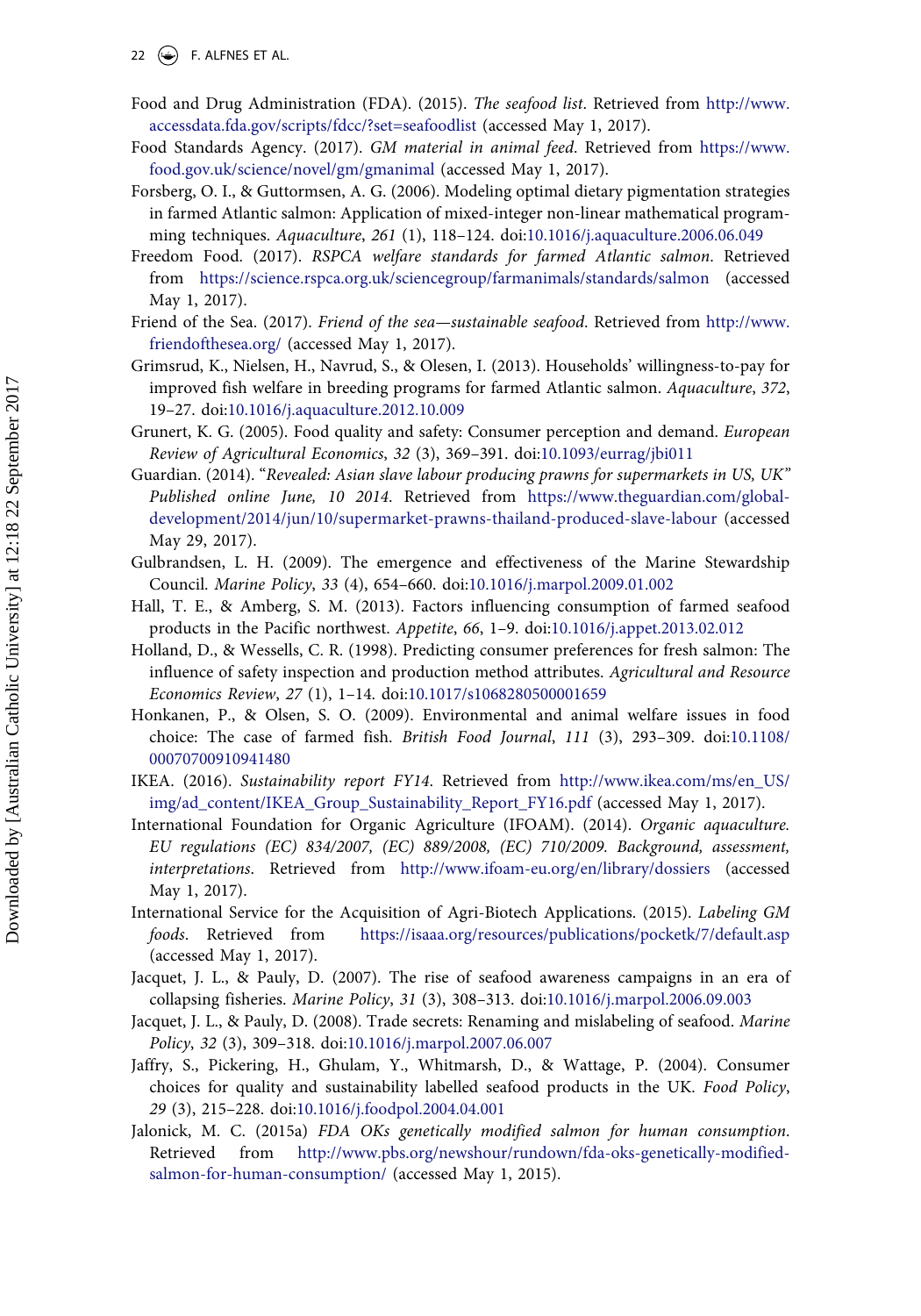Food and Drug Administration (FDA). (2015). *The seafood list*. Retrieved from http://www.accessdata.fda.gov/scripts/fdcc/?set=seafoodlist (accessed May 1, 2017).

Food Standards Agency. (2017). *GM material in animal feed*. Retrieved from https://www.food.gov.uk/science/novel/gm/gmanimal (accessed May 1, 2017).

Forsberg, O. I., & Guttormsen, A. G. (2006). Modeling optimal dietary pigmentation strategies in farmed Atlantic salmon: Application of mixed-integer non-linear mathematical programming techniques. *Aquaculture*, *261* (1), 118–124. doi:10.1016/j.aquaculture.2006.06.049

Freedom Food. (2017). *RSPCA welfare standards for farmed Atlantic salmon*. Retrieved from https://science.rspca.org.uk/sciencegroup/farmanimals/standards/salmon (accessed May 1, 2017).

Friend of the Sea. (2017). *Friend of the sea—sustainable seafood*. Retrieved from http://www.friendofthesea.org/ (accessed May 1, 2017).

Grimsrud, K., Nielsen, H., Navrud, S., & Olesen, I. (2013). Households' willingness-to-pay for improved fish welfare in breeding programs for farmed Atlantic salmon. *Aquaculture*, *372*, 19–27. doi:10.1016/j.aquaculture.2012.10.009

Grunert, K. G. (2005). Food quality and safety: Consumer perception and demand. *European Review of Agricultural Economics*, *32* (3), 369–391. doi:10.1093/eurrag/jbi011

Guardian. (2014). "*Revealed: Asian slave labour producing prawns for supermarkets in US, UK" Published online June, 10 2014*. Retrieved from https://www.theguardian.com/global-development/2014/jun/10/supermarket-prawns-thailand-produced-slave-labour (accessed May 29, 2017).

Gulbrandsen, L. H. (2009). The emergence and effectiveness of the Marine Stewardship Council. *Marine Policy*, *33* (4), 654–660. doi:10.1016/j.marpol.2009.01.002

Hall, T. E., & Amberg, S. M. (2013). Factors influencing consumption of farmed seafood products in the Pacific northwest. *Appetite*, *66*, 1–9. doi:10.1016/j.appet.2013.02.012

Holland, D., & Wessells, C. R. (1998). Predicting consumer preferences for fresh salmon: The influence of safety inspection and production method attributes. *Agricultural and Resource Economics Review*, *27* (1), 1–14. doi:10.1017/s1068280500001659

Honkanen, P., & Olsen, S. O. (2009). Environmental and animal welfare issues in food choice: The case of farmed fish. *British Food Journal*, *111* (3), 293–309. doi:10.1108/00070700910941480

IKEA. (2016). *Sustainability report FY14*. Retrieved from http://www.ikea.com/ms/en_US/img/ad_content/IKEA_Group_Sustainability_Report_FY16.pdf (accessed May 1, 2017).

International Foundation for Organic Agriculture (IFOAM). (2014). *Organic aquaculture. EU regulations (EC) 834/2007, (EC) 889/2008, (EC) 710/2009. Background, assessment, interpretations*. Retrieved from http://www.ifoam-eu.org/en/library/dossiers (accessed May 1, 2017).

International Service for the Acquisition of Agri-Biotech Applications. (2015). *Labeling GM foods*. Retrieved from https://isaaa.org/resources/publications/pocketk/7/default.asp (accessed May 1, 2017).

Jacquet, J. L., & Pauly, D. (2007). The rise of seafood awareness campaigns in an era of collapsing fisheries. *Marine Policy*, *31* (3), 308–313. doi:10.1016/j.marpol.2006.09.003

Jacquet, J. L., & Pauly, D. (2008). Trade secrets: Renaming and mislabeling of seafood. *Marine Policy*, *32* (3), 309–318. doi:10.1016/j.marpol.2007.06.007

Jaffry, S., Pickering, H., Ghulam, Y., Whitmarsh, D., & Wattage, P. (2004). Consumer choices for quality and sustainability labelled seafood products in the UK. *Food Policy*, *29* (3), 215–228. doi:10.1016/j.foodpol.2004.04.001

Jalonick, M. C. (2015a) *FDA OKs genetically modified salmon for human consumption*. Retrieved from http://www.pbs.org/newshour/rundown/fda-oks-genetically-modified-salmon-for-human-consumption/ (accessed May 1, 2015).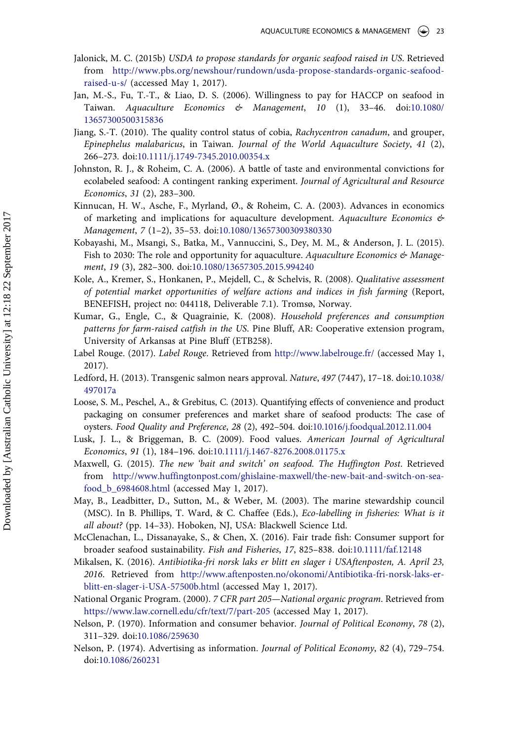Jalonick, M. C. (2015b) *USDA to propose standards for organic seafood raised in US*. Retrieved from http://www.pbs.org/newshour/rundown/usda-propose-standards-organic-seafood-raised-u-s/ (accessed May 1, 2017).

Jan, M.-S., Fu, T.-T., & Liao, D. S. (2006). Willingness to pay for HACCP on seafood in Taiwan. *Aquaculture Economics & Management*, *10* (1), 33–46. doi:10.1080/13657300500315836

Jiang, S.-T. (2010). The quality control status of cobia, *Rachycentron canadum*, and grouper, *Epinephelus malabaricus*, in Taiwan. *Journal of the World Aquaculture Society*, *41* (2), 266–273. doi:10.1111/j.1749-7345.2010.00354.x

Johnston, R. J., & Roheim, C. A. (2006). A battle of taste and environmental convictions for ecolabeled seafood: A contingent ranking experiment. *Journal of Agricultural and Resource Economics*, *31* (2), 283–300.

Kinnucan, H. W., Asche, F., Myrland, Ø., & Roheim, C. A. (2003). Advances in economics of marketing and implications for aquaculture development. *Aquaculture Economics & Management*, *7* (1–2), 35–53. doi:10.1080/13657300309380330

Kobayashi, M., Msangi, S., Batka, M., Vannuccini, S., Dey, M. M., & Anderson, J. L. (2015). Fish to 2030: The role and opportunity for aquaculture. *Aquaculture Economics & Management*, *19* (3), 282–300. doi:10.1080/13657305.2015.994240

Kole, A., Kremer, S., Honkanen, P., Mejdell, C., & Schelvis, R. (2008). *Qualitative assessment of potential market opportunities of welfare actions and indices in fish farming* (Report, BENEFISH, project no: 044118, Deliverable 7.1). Tromsø, Norway.

Kumar, G., Engle, C., & Quagrainie, K. (2008). *Household preferences and consumption patterns for farm-raised catfish in the US*. Pine Bluff, AR: Cooperative extension program, University of Arkansas at Pine Bluff (ETB258).

Label Rouge. (2017). *Label Rouge*. Retrieved from http://www.labelrouge.fr/ (accessed May 1, 2017).

Ledford, H. (2013). Transgenic salmon nears approval. *Nature*, *497* (7447), 17–18. doi:10.1038/497017a

Loose, S. M., Peschel, A., & Grebitus, C. (2013). Quantifying effects of convenience and product packaging on consumer preferences and market share of seafood products: The case of oysters. *Food Quality and Preference*, *28* (2), 492–504. doi:10.1016/j.foodqual.2012.11.004

Lusk, J. L., & Briggeman, B. C. (2009). Food values. *American Journal of Agricultural Economics*, *91* (1), 184–196. doi:10.1111/j.1467-8276.2008.01175.x

Maxwell, G. (2015). *The new 'bait and switch' on seafood. The Huffington Post*. Retrieved from http://www.huffingtonpost.com/ghislaine-maxwell/the-new-bait-and-switch-on-seafood_b_6984608.html (accessed May 1, 2017).

May, B., Leadbitter, D., Sutton, M., & Weber, M. (2003). The marine stewardship council (MSC). In B. Phillips, T. Ward, & C. Chaffee (Eds.), *Eco-labelling in fisheries: What is it all about?* (pp. 14–33). Hoboken, NJ, USA: Blackwell Science Ltd.

McClenachan, L., Dissanayake, S., & Chen, X. (2016). Fair trade fish: Consumer support for broader seafood sustainability. *Fish and Fisheries*, *17*, 825–838. doi:10.1111/faf.12148

Mikalsen, K. (2016). *Antibiotika-fri norsk laks er blitt en slager i USAftenposten, A. April 23, 2016*. Retrieved from http://www.aftenposten.no/okonomi/Antibiotika-fri-norsk-laks-er-blitt-en-slager-i-USA-57500b.html (accessed May 1, 2017).

National Organic Program. (2000). *7 CFR part 205—National organic program*. Retrieved from https://www.law.cornell.edu/cfr/text/7/part-205 (accessed May 1, 2017).

Nelson, P. (1970). Information and consumer behavior. *Journal of Political Economy*, *78* (2), 311–329. doi:10.1086/259630

Nelson, P. (1974). Advertising as information. *Journal of Political Economy*, *82* (4), 729–754. doi:10.1086/260231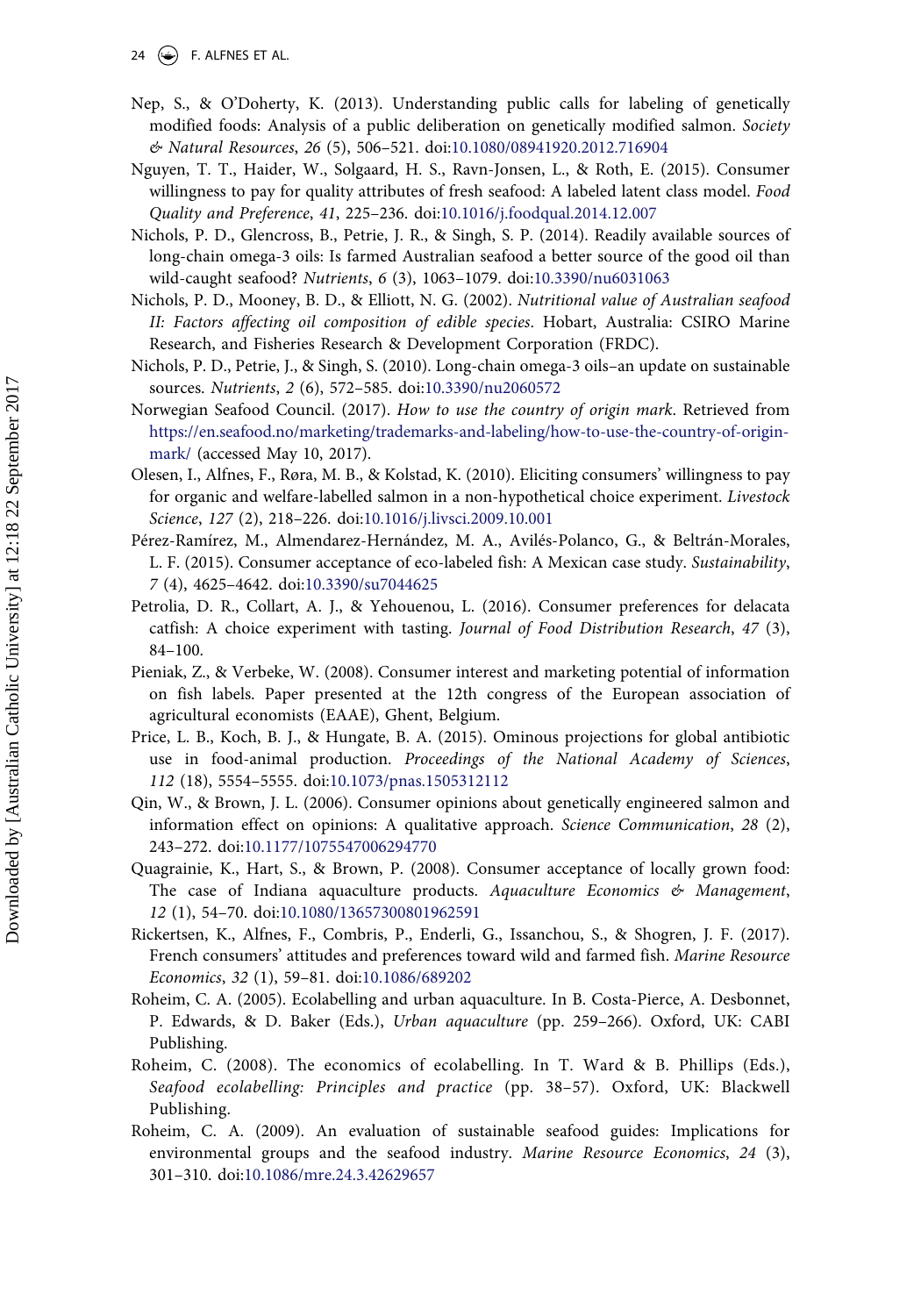Nep, S., & O'Doherty, K. (2013). Understanding public calls for labeling of genetically modified foods: Analysis of a public deliberation on genetically modified salmon. *Society & Natural Resources*, *26* (5), 506–521. doi:10.1080/08941920.2012.716904

Nguyen, T. T., Haider, W., Solgaard, H. S., Ravn-Jonsen, L., & Roth, E. (2015). Consumer willingness to pay for quality attributes of fresh seafood: A labeled latent class model. *Food Quality and Preference*, *41*, 225–236. doi:10.1016/j.foodqual.2014.12.007

Nichols, P. D., Glencross, B., Petrie, J. R., & Singh, S. P. (2014). Readily available sources of long-chain omega-3 oils: Is farmed Australian seafood a better source of the good oil than wild-caught seafood? *Nutrients*, *6* (3), 1063–1079. doi:10.3390/nu6031063

Nichols, P. D., Mooney, B. D., & Elliott, N. G. (2002). *Nutritional value of Australian seafood II: Factors affecting oil composition of edible species*. Hobart, Australia: CSIRO Marine Research, and Fisheries Research & Development Corporation (FRDC).

Nichols, P. D., Petrie, J., & Singh, S. (2010). Long-chain omega-3 oils–an update on sustainable sources. *Nutrients*, *2* (6), 572–585. doi:10.3390/nu2060572

Norwegian Seafood Council. (2017). *How to use the country of origin mark*. Retrieved from https://en.seafood.no/marketing/trademarks-and-labeling/how-to-use-the-country-of-origin-mark/ (accessed May 10, 2017).

Olesen, I., Alfnes, F., Røra, M. B., & Kolstad, K. (2010). Eliciting consumers' willingness to pay for organic and welfare-labelled salmon in a non-hypothetical choice experiment. *Livestock Science*, *127* (2), 218–226. doi:10.1016/j.livsci.2009.10.001

Pérez-Ramírez, M., Almendarez-Hernández, M. A., Avilés-Polanco, G., & Beltrán-Morales, L. F. (2015). Consumer acceptance of eco-labeled fish: A Mexican case study. *Sustainability*, *7* (4), 4625–4642. doi:10.3390/su7044625

Petrolia, D. R., Collart, A. J., & Yehouenou, L. (2016). Consumer preferences for delacata catfish: A choice experiment with tasting. *Journal of Food Distribution Research*, *47* (3), 84–100.

Pieniak, Z., & Verbeke, W. (2008). Consumer interest and marketing potential of information on fish labels. Paper presented at the 12th congress of the European association of agricultural economists (EAAE), Ghent, Belgium.

Price, L. B., Koch, B. J., & Hungate, B. A. (2015). Ominous projections for global antibiotic use in food-animal production. *Proceedings of the National Academy of Sciences*, *112* (18), 5554–5555. doi:10.1073/pnas.1505312112

Qin, W., & Brown, J. L. (2006). Consumer opinions about genetically engineered salmon and information effect on opinions: A qualitative approach. *Science Communication*, *28* (2), 243–272. doi:10.1177/1075547006294770

Quagrainie, K., Hart, S., & Brown, P. (2008). Consumer acceptance of locally grown food: The case of Indiana aquaculture products. *Aquaculture Economics & Management*, *12* (1), 54–70. doi:10.1080/13657300801962591

Rickertsen, K., Alfnes, F., Combris, P., Enderli, G., Issanchou, S., & Shogren, J. F. (2017). French consumers' attitudes and preferences toward wild and farmed fish. *Marine Resource Economics*, *32* (1), 59–81. doi:10.1086/689202

Roheim, C. A. (2005). Ecolabelling and urban aquaculture. In B. Costa-Pierce, A. Desbonnet, P. Edwards, & D. Baker (Eds.), *Urban aquaculture* (pp. 259–266). Oxford, UK: CABI Publishing.

Roheim, C. (2008). The economics of ecolabelling. In T. Ward & B. Phillips (Eds.), *Seafood ecolabelling: Principles and practice* (pp. 38–57). Oxford, UK: Blackwell Publishing.

Roheim, C. A. (2009). An evaluation of sustainable seafood guides: Implications for environmental groups and the seafood industry. *Marine Resource Economics*, *24* (3), 301–310. doi:10.1086/mre.24.3.42629657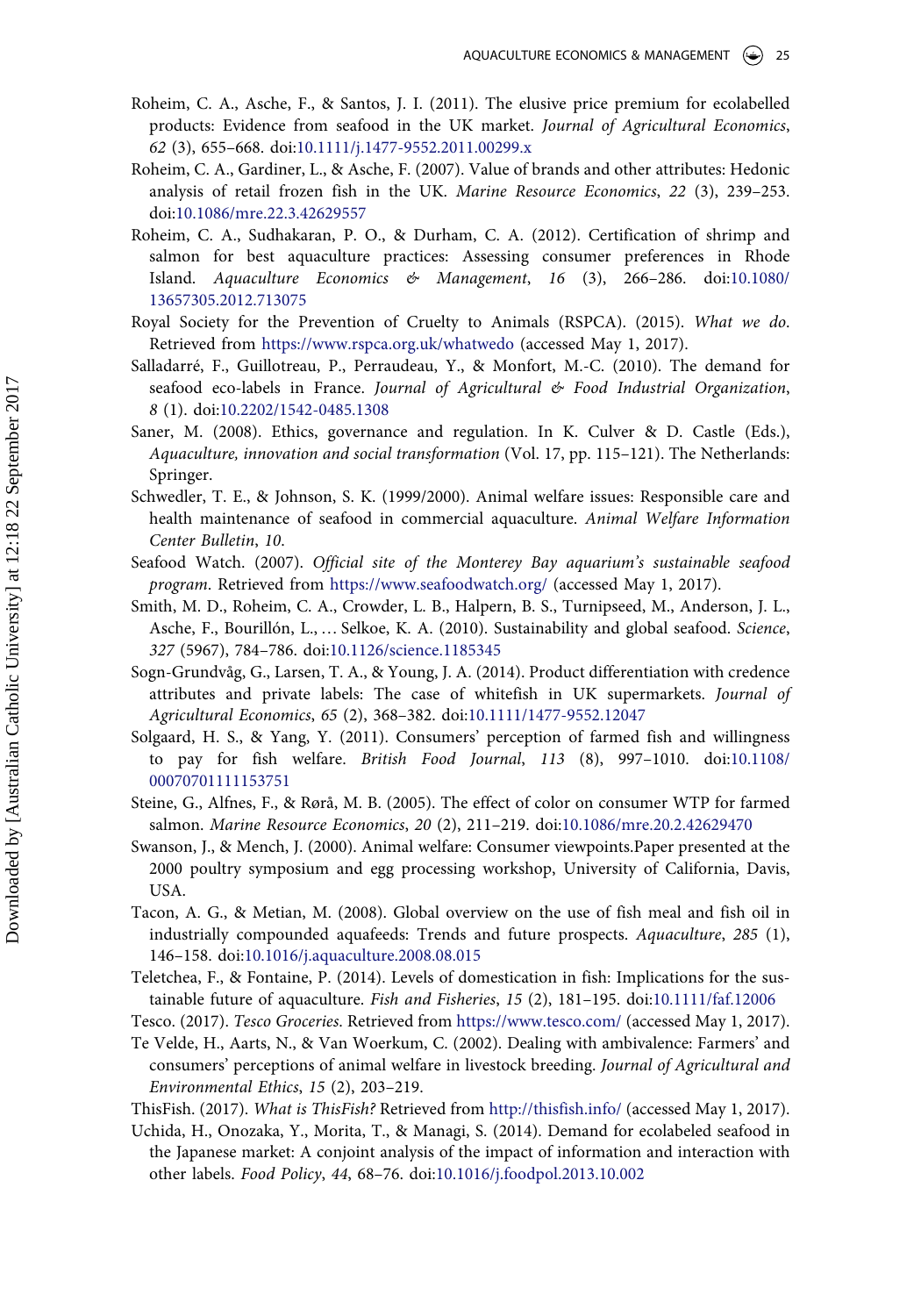Roheim, C. A., Asche, F., & Santos, J. I. (2011). The elusive price premium for ecolabelled products: Evidence from seafood in the UK market. *Journal of Agricultural Economics*, *62* (3), 655–668. doi:10.1111/j.1477-9552.2011.00299.x

Roheim, C. A., Gardiner, L., & Asche, F. (2007). Value of brands and other attributes: Hedonic analysis of retail frozen fish in the UK. *Marine Resource Economics*, *22* (3), 239–253. doi:10.1086/mre.22.3.42629557

Roheim, C. A., Sudhakaran, P. O., & Durham, C. A. (2012). Certification of shrimp and salmon for best aquaculture practices: Assessing consumer preferences in Rhode Island. *Aquaculture Economics & Management*, *16* (3), 266–286. doi:10.1080/13657305.2012.713075

Royal Society for the Prevention of Cruelty to Animals (RSPCA). (2015). *What we do*. Retrieved from https://www.rspca.org.uk/whatwedo (accessed May 1, 2017).

Salladarré, F., Guillotreau, P., Perraudeau, Y., & Monfort, M.-C. (2010). The demand for seafood eco-labels in France. *Journal of Agricultural & Food Industrial Organization*, *8* (1). doi:10.2202/1542-0485.1308

Saner, M. (2008). Ethics, governance and regulation. In K. Culver & D. Castle (Eds.), *Aquaculture, innovation and social transformation* (Vol. 17, pp. 115–121). The Netherlands: Springer.

Schwedler, T. E., & Johnson, S. K. (1999/2000). Animal welfare issues: Responsible care and health maintenance of seafood in commercial aquaculture. *Animal Welfare Information Center Bulletin*, *10*.

Seafood Watch. (2007). *Official site of the Monterey Bay aquarium's sustainable seafood program*. Retrieved from https://www.seafoodwatch.org/ (accessed May 1, 2017).

Smith, M. D., Roheim, C. A., Crowder, L. B., Halpern, B. S., Turnipseed, M., Anderson, J. L., Asche, F., Bourillón, L., … Selkoe, K. A. (2010). Sustainability and global seafood. *Science*, *327* (5967), 784–786. doi:10.1126/science.1185345

Sogn-Grundvåg, G., Larsen, T. A., & Young, J. A. (2014). Product differentiation with credence attributes and private labels: The case of whitefish in UK supermarkets. *Journal of Agricultural Economics*, *65* (2), 368–382. doi:10.1111/1477-9552.12047

Solgaard, H. S., & Yang, Y. (2011). Consumers' perception of farmed fish and willingness to pay for fish welfare. *British Food Journal*, *113* (8), 997–1010. doi:10.1108/00070701111153751

Steine, G., Alfnes, F., & Rørå, M. B. (2005). The effect of color on consumer WTP for farmed salmon. *Marine Resource Economics*, *20* (2), 211–219. doi:10.1086/mre.20.2.42629470

Swanson, J., & Mench, J. (2000). Animal welfare: Consumer viewpoints.Paper presented at the 2000 poultry symposium and egg processing workshop, University of California, Davis, USA.

Tacon, A. G., & Metian, M. (2008). Global overview on the use of fish meal and fish oil in industrially compounded aquafeeds: Trends and future prospects. *Aquaculture*, *285* (1), 146–158. doi:10.1016/j.aquaculture.2008.08.015

Teletchea, F., & Fontaine, P. (2014). Levels of domestication in fish: Implications for the sustainable future of aquaculture. *Fish and Fisheries*, *15* (2), 181–195. doi:10.1111/faf.12006

Tesco. (2017). *Tesco Groceries*. Retrieved from https://www.tesco.com/ (accessed May 1, 2017).

Te Velde, H., Aarts, N., & Van Woerkum, C. (2002). Dealing with ambivalence: Farmers' and consumers' perceptions of animal welfare in livestock breeding. *Journal of Agricultural and Environmental Ethics*, *15* (2), 203–219.

ThisFish. (2017). *What is ThisFish?* Retrieved from http://thisfish.info/ (accessed May 1, 2017).

Uchida, H., Onozaka, Y., Morita, T., & Managi, S. (2014). Demand for ecolabeled seafood in the Japanese market: A conjoint analysis of the impact of information and interaction with other labels. *Food Policy*, *44*, 68–76. doi:10.1016/j.foodpol.2013.10.002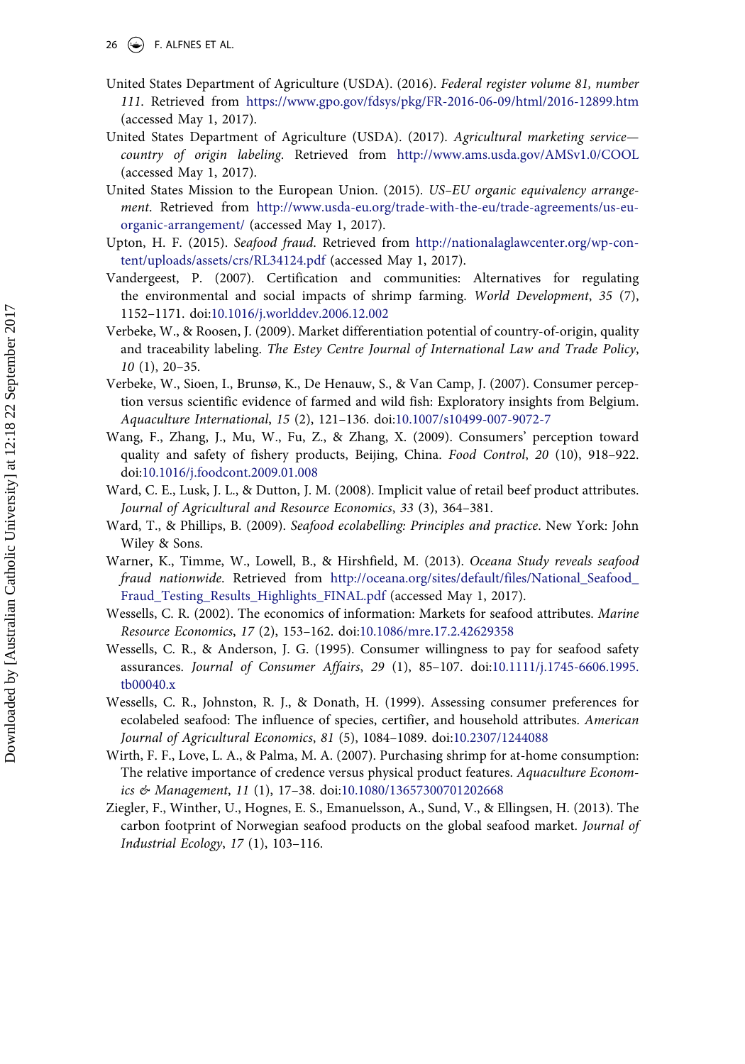United States Department of Agriculture (USDA). (2016). *Federal register volume 81, number 111*. Retrieved from https://www.gpo.gov/fdsys/pkg/FR-2016-06-09/html/2016-12899.htm (accessed May 1, 2017).

United States Department of Agriculture (USDA). (2017). *Agricultural marketing service—country of origin labeling*. Retrieved from http://www.ams.usda.gov/AMSv1.0/COOL (accessed May 1, 2017).

United States Mission to the European Union. (2015). *US–EU organic equivalency arrangement*. Retrieved from http://www.usda-eu.org/trade-with-the-eu/trade-agreements/us-eu-organic-arrangement/ (accessed May 1, 2017).

Upton, H. F. (2015). *Seafood fraud*. Retrieved from http://nationalaglawcenter.org/wp-content/uploads/assets/crs/RL34124.pdf (accessed May 1, 2017).

Vandergeest, P. (2007). Certification and communities: Alternatives for regulating the environmental and social impacts of shrimp farming. *World Development*, *35* (7), 1152–1171. doi:10.1016/j.worlddev.2006.12.002

Verbeke, W., & Roosen, J. (2009). Market differentiation potential of country-of-origin, quality and traceability labeling. *The Estey Centre Journal of International Law and Trade Policy*, *10* (1), 20–35.

Verbeke, W., Sioen, I., Brunsø, K., De Henauw, S., & Van Camp, J. (2007). Consumer perception versus scientific evidence of farmed and wild fish: Exploratory insights from Belgium. *Aquaculture International*, *15* (2), 121–136. doi:10.1007/s10499-007-9072-7

Wang, F., Zhang, J., Mu, W., Fu, Z., & Zhang, X. (2009). Consumers' perception toward quality and safety of fishery products, Beijing, China. *Food Control*, *20* (10), 918–922. doi:10.1016/j.foodcont.2009.01.008

Ward, C. E., Lusk, J. L., & Dutton, J. M. (2008). Implicit value of retail beef product attributes. *Journal of Agricultural and Resource Economics*, *33* (3), 364–381.

Ward, T., & Phillips, B. (2009). *Seafood ecolabelling: Principles and practice*. New York: John Wiley & Sons.

Warner, K., Timme, W., Lowell, B., & Hirshfield, M. (2013). *Oceana Study reveals seafood fraud nationwide*. Retrieved from http://oceana.org/sites/default/files/National_Seafood_Fraud_Testing_Results_Highlights_FINAL.pdf (accessed May 1, 2017).

Wessells, C. R. (2002). The economics of information: Markets for seafood attributes. *Marine Resource Economics*, *17* (2), 153–162. doi:10.1086/mre.17.2.42629358

Wessells, C. R., & Anderson, J. G. (1995). Consumer willingness to pay for seafood safety assurances. *Journal of Consumer Affairs*, *29* (1), 85–107. doi:10.1111/j.1745-6606.1995.tb00040.x

Wessells, C. R., Johnston, R. J., & Donath, H. (1999). Assessing consumer preferences for ecolabeled seafood: The influence of species, certifier, and household attributes. *American Journal of Agricultural Economics*, *81* (5), 1084–1089. doi:10.2307/1244088

Wirth, F. F., Love, L. A., & Palma, M. A. (2007). Purchasing shrimp for at-home consumption: The relative importance of credence versus physical product features. *Aquaculture Economics & Management*, *11* (1), 17–38. doi:10.1080/13657300701202668

Ziegler, F., Winther, U., Hognes, E. S., Emanuelsson, A., Sund, V., & Ellingsen, H. (2013). The carbon footprint of Norwegian seafood products on the global seafood market. *Journal of Industrial Ecology*, *17* (1), 103–116.